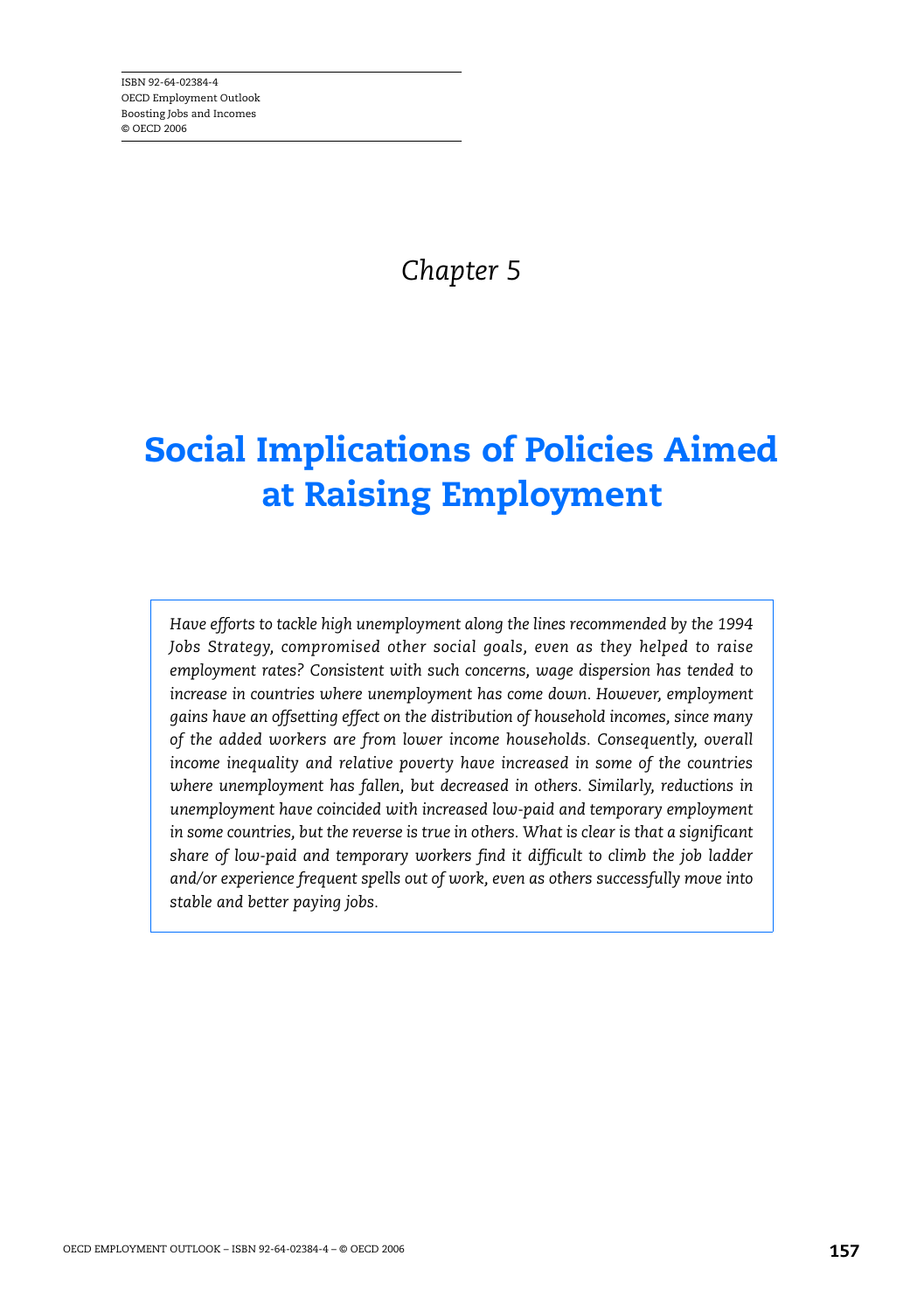ISBN 92-64-02384-4
OECD Employment Outlook
Boosting Jobs and Incomes
© OECD 2006

*Chapter 5*

# Social Implications of Policies Aimed at Raising Employment

*Have efforts to tackle high unemployment along the lines recommended by the 1994 Jobs Strategy, compromised other social goals, even as they helped to raise employment rates? Consistent with such concerns, wage dispersion has tended to increase in countries where unemployment has come down. However, employment gains have an offsetting effect on the distribution of household incomes, since many of the added workers are from lower income households. Consequently, overall income inequality and relative poverty have increased in some of the countries where unemployment has fallen, but decreased in others. Similarly, reductions in unemployment have coincided with increased low-paid and temporary employment in some countries, but the reverse is true in others. What is clear is that a significant share of low-paid and temporary workers find it difficult to climb the job ladder and/or experience frequent spells out of work, even as others successfully move into stable and better paying jobs.*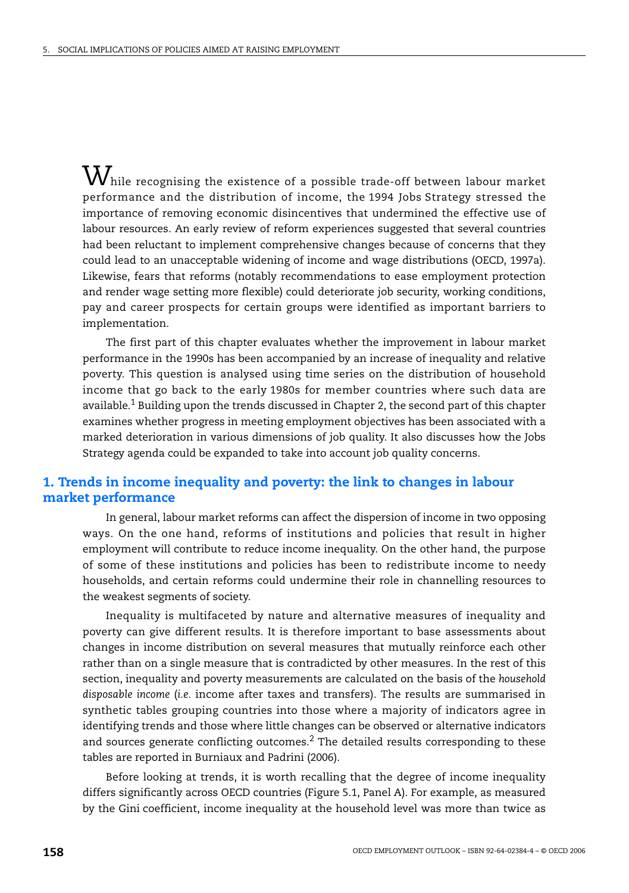While recognising the existence of a possible trade-off between labour market performance and the distribution of income, the 1994 Jobs Strategy stressed the importance of removing economic disincentives that undermined the effective use of labour resources. An early review of reform experiences suggested that several countries had been reluctant to implement comprehensive changes because of concerns that they could lead to an unacceptable widening of income and wage distributions (OECD, 1997a). Likewise, fears that reforms (notably recommendations to ease employment protection and render wage setting more flexible) could deteriorate job security, working conditions, pay and career prospects for certain groups were identified as important barriers to implementation.

The first part of this chapter evaluates whether the improvement in labour market performance in the 1990s has been accompanied by an increase of inequality and relative poverty. This question is analysed using time series on the distribution of household income that go back to the early 1980s for member countries where such data are available.[1] Building upon the trends discussed in Chapter 2, the second part of this chapter examines whether progress in meeting employment objectives has been associated with a marked deterioration in various dimensions of job quality. It also discusses how the Jobs Strategy agenda could be expanded to take into account job quality concerns.

## 1. Trends in income inequality and poverty: the link to changes in labour market performance

In general, labour market reforms can affect the dispersion of income in two opposing ways. On the one hand, reforms of institutions and policies that result in higher employment will contribute to reduce income inequality. On the other hand, the purpose of some of these institutions and policies has been to redistribute income to needy households, and certain reforms could undermine their role in channelling resources to the weakest segments of society.

Inequality is multifaceted by nature and alternative measures of inequality and poverty can give different results. It is therefore important to base assessments about changes in income distribution on several measures that mutually reinforce each other rather than on a single measure that is contradicted by other measures. In the rest of this section, inequality and poverty measurements are calculated on the basis of the *household disposable income* (*i.e.* income after taxes and transfers). The results are summarised in synthetic tables grouping countries into those where a majority of indicators agree in identifying trends and those where little changes can be observed or alternative indicators and sources generate conflicting outcomes.[2] The detailed results corresponding to these tables are reported in Burniaux and Padrini (2006).

Before looking at trends, it is worth recalling that the degree of income inequality differs significantly across OECD countries (Figure 5.1, Panel A). For example, as measured by the Gini coefficient, income inequality at the household level was more than twice as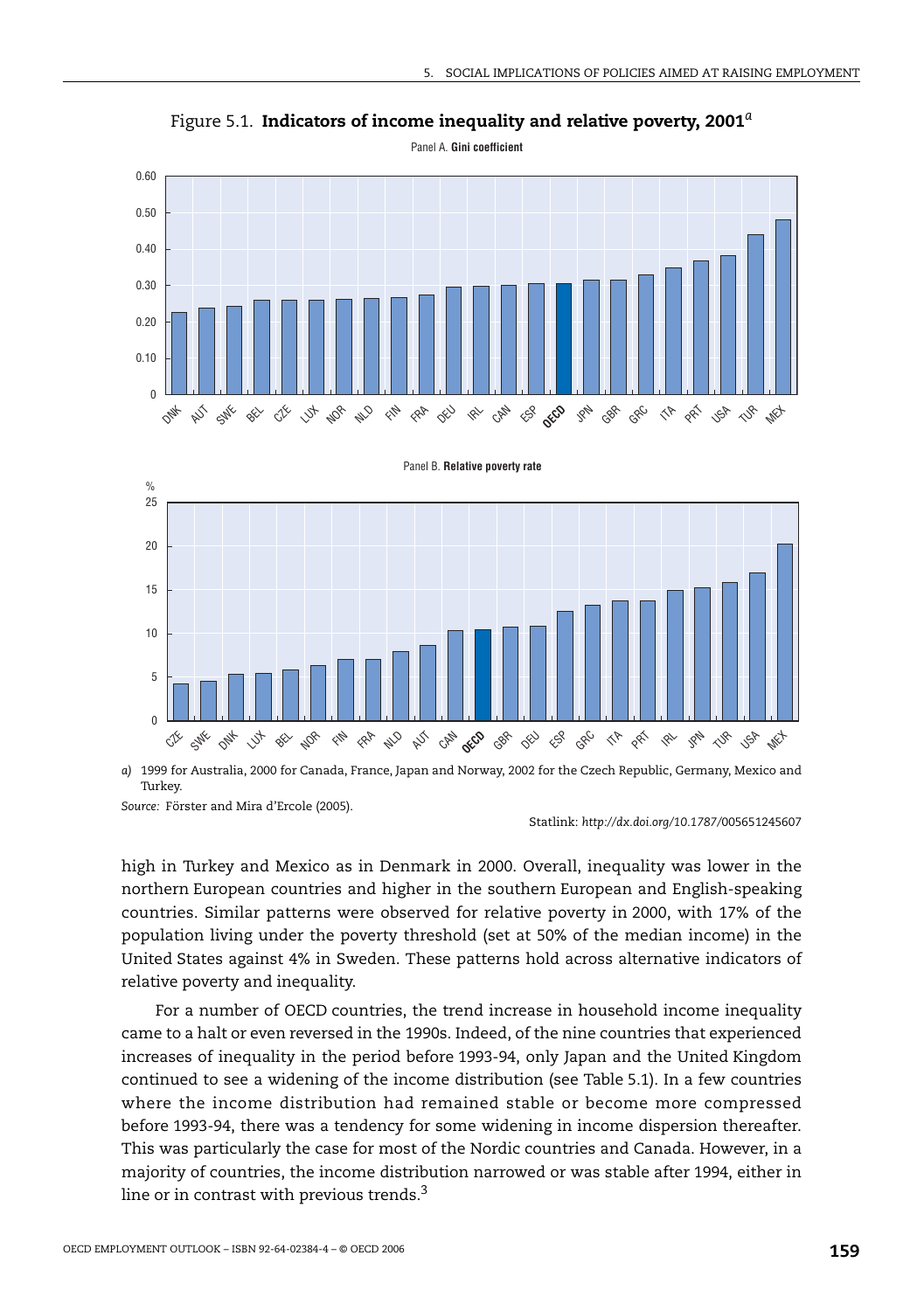Figure 5.1. **Indicators of income inequality and relative poverty, 2001**[a]

Panel A. **Gini coefficient**

Panel B. **Relative poverty rate**

*a)* 1999 for Australia, 2000 for Canada, France, Japan and Norway, 2002 for the Czech Republic, Germany, Mexico and Turkey.

*Source:* Förster and Mira d'Ercole (2005).

Statlink: *http://dx.doi.org/10.1787/005651245607*

high in Turkey and Mexico as in Denmark in 2000. Overall, inequality was lower in the northern European countries and higher in the southern European and English-speaking countries. Similar patterns were observed for relative poverty in 2000, with 17% of the population living under the poverty threshold (set at 50% of the median income) in the United States against 4% in Sweden. These patterns hold across alternative indicators of relative poverty and inequality.

For a number of OECD countries, the trend increase in household income inequality came to a halt or even reversed in the 1990s. Indeed, of the nine countries that experienced increases of inequality in the period before 1993-94, only Japan and the United Kingdom continued to see a widening of the income distribution (see Table 5.1). In a few countries where the income distribution had remained stable or become more compressed before 1993-94, there was a tendency for some widening in income dispersion thereafter. This was particularly the case for most of the Nordic countries and Canada. However, in a majority of countries, the income distribution narrowed or was stable after 1994, either in line or in contrast with previous trends.[3]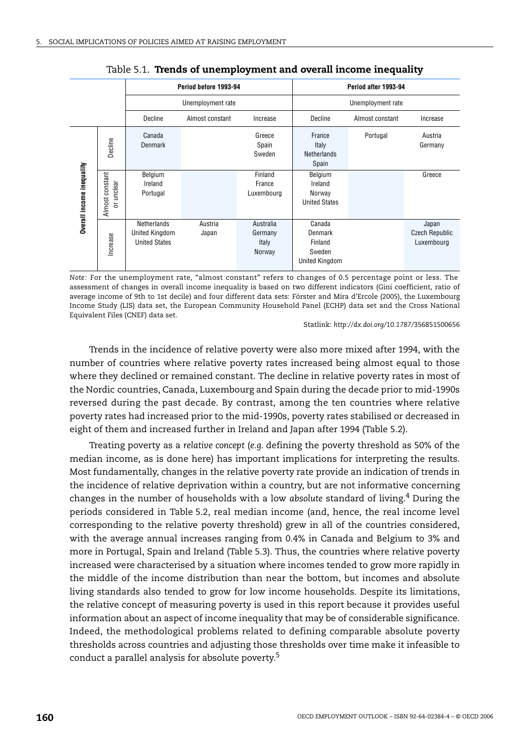Table 5.1. **Trends of unemployment and overall income inequality**

| | | Period before 1993-94 | | | Period after 1993-94 | | |
|---|---|---|---|---|---|---|---|
| | | Unemployment rate | | | Unemployment rate | | |
| | | Decline | Almost constant | Increase | Decline | Almost constant | Increase |
| Overall income inequality | Decline | Canada<br>Denmark | | Greece<br>Spain<br>Sweden | France<br>Italy<br>Netherlands<br>Spain | Portugal | Austria<br>Germany |
| | Almost constant or unclear | Belgium<br>Ireland<br>Portugal | | Finland<br>France<br>Luxembourg | Belgium<br>Ireland<br>Norway<br>United States | | Greece |
| | Increase | Netherlands<br>United Kingdom<br>United States | Austria<br>Japan | Australia<br>Germany<br>Italy<br>Norway | Canada<br>Denmark<br>Finland<br>Sweden<br>United Kingdom | | Japan<br>Czech Republic<br>Luxembourg |

*Note:* For the unemployment rate, "almost constant" refers to changes of 0.5 percentage point or less. The assessment of changes in overall income inequality is based on two different indicators (Gini coefficient, ratio of average income of 9th to 1st decile) and four different data sets: Förster and Mira d'Ercole (2005), the Luxembourg Income Study (LIS) data set, the European Community Household Panel (ECHP) data set and the Cross National Equivalent Files (CNEF) data set.

Statlink: *http://dx.doi.org/10.1787/356851500656*

Trends in the incidence of relative poverty were also more mixed after 1994, with the number of countries where relative poverty rates increased being almost equal to those where they declined or remained constant. The decline in relative poverty rates in most of the Nordic countries, Canada, Luxembourg and Spain during the decade prior to mid-1990s reversed during the past decade. By contrast, among the ten countries where relative poverty rates had increased prior to the mid-1990s, poverty rates stabilised or decreased in eight of them and increased further in Ireland and Japan after 1994 (Table 5.2).

Treating poverty as a *relative concept* (*e.g.* defining the poverty threshold as 50% of the median income, as is done here) has important implications for interpreting the results. Most fundamentally, changes in the relative poverty rate provide an indication of trends in the incidence of relative deprivation within a country, but are not informative concerning changes in the number of households with a low *absolute* standard of living.[4] During the periods considered in Table 5.2, real median income (and, hence, the real income level corresponding to the relative poverty threshold) grew in all of the countries considered, with the average annual increases ranging from 0.4% in Canada and Belgium to 3% and more in Portugal, Spain and Ireland (Table 5.3). Thus, the countries where relative poverty increased were characterised by a situation where incomes tended to grow more rapidly in the middle of the income distribution than near the bottom, but incomes and absolute living standards also tended to grow for low income households. Despite its limitations, the relative concept of measuring poverty is used in this report because it provides useful information about an aspect of income inequality that may be of considerable significance. Indeed, the methodological problems related to defining comparable absolute poverty thresholds across countries and adjusting those thresholds over time make it infeasible to conduct a parallel analysis for absolute poverty.[5]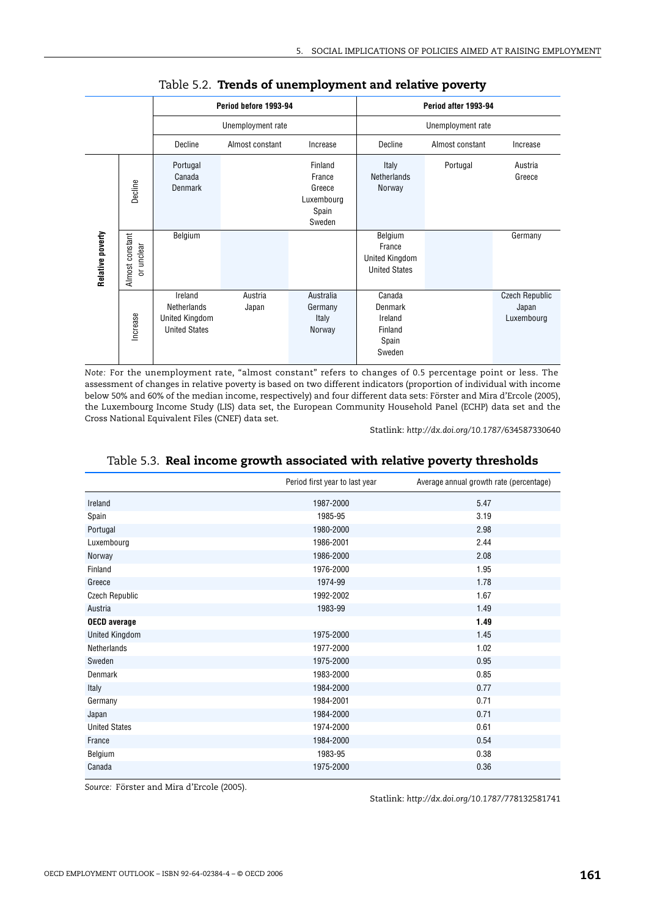Table 5.2. **Trends of unemployment and relative poverty**

| | | Period before 1993-94 | | | Period after 1993-94 | | |
|---|---|---|---|---|---|---|---|
| | | Unemployment rate | | | Unemployment rate | | |
| | | Decline | Almost constant | Increase | Decline | Almost constant | Increase |
| Relative poverty | Decline | Portugal<br>Canada<br>Denmark | | Finland<br>France<br>Greece<br>Luxembourg<br>Spain<br>Sweden | Italy<br>Netherlands<br>Norway | Portugal | Austria<br>Greece |
| | Almost constant or unclear | Belgium | | | Belgium<br>France<br>United Kingdom<br>United States | | Germany |
| | Increase | Ireland<br>Netherlands<br>United Kingdom<br>United States | Austria<br>Japan | Australia<br>Germany<br>Italy<br>Norway | Canada<br>Denmark<br>Ireland<br>Finland<br>Spain<br>Sweden | | Czech Republic<br>Japan<br>Luxembourg |

*Note:* For the unemployment rate, "almost constant" refers to changes of 0.5 percentage point or less. The assessment of changes in relative poverty is based on two different indicators (proportion of individual with income below 50% and 60% of the median income, respectively) and four different data sets: Förster and Mira d'Ercole (2005), the Luxembourg Income Study (LIS) data set, the European Community Household Panel (ECHP) data set and the Cross National Equivalent Files (CNEF) data set.

Statlink: *http://dx.doi.org/10.1787/634587330640*

Table 5.3. **Real income growth associated with relative poverty thresholds**

| | Period first year to last year | Average annual growth rate (percentage) |
|---|---|---|
| Ireland | 1987-2000 | 5.47 |
| Spain | 1985-95 | 3.19 |
| Portugal | 1980-2000 | 2.98 |
| Luxembourg | 1986-2001 | 2.44 |
| Norway | 1986-2000 | 2.08 |
| Finland | 1976-2000 | 1.95 |
| Greece | 1974-99 | 1.78 |
| Czech Republic | 1992-2002 | 1.67 |
| Austria | 1983-99 | 1.49 |
| **OECD average** | | **1.49** |
| United Kingdom | 1975-2000 | 1.45 |
| Netherlands | 1977-2000 | 1.02 |
| Sweden | 1975-2000 | 0.95 |
| Denmark | 1983-2000 | 0.85 |
| Italy | 1984-2000 | 0.77 |
| Germany | 1984-2001 | 0.71 |
| Japan | 1984-2000 | 0.71 |
| United States | 1974-2000 | 0.61 |
| France | 1984-2000 | 0.54 |
| Belgium | 1983-95 | 0.38 |
| Canada | 1975-2000 | 0.36 |

*Source:* Förster and Mira d'Ercole (2005).

Statlink: *http://dx.doi.org/10.1787/778132581741*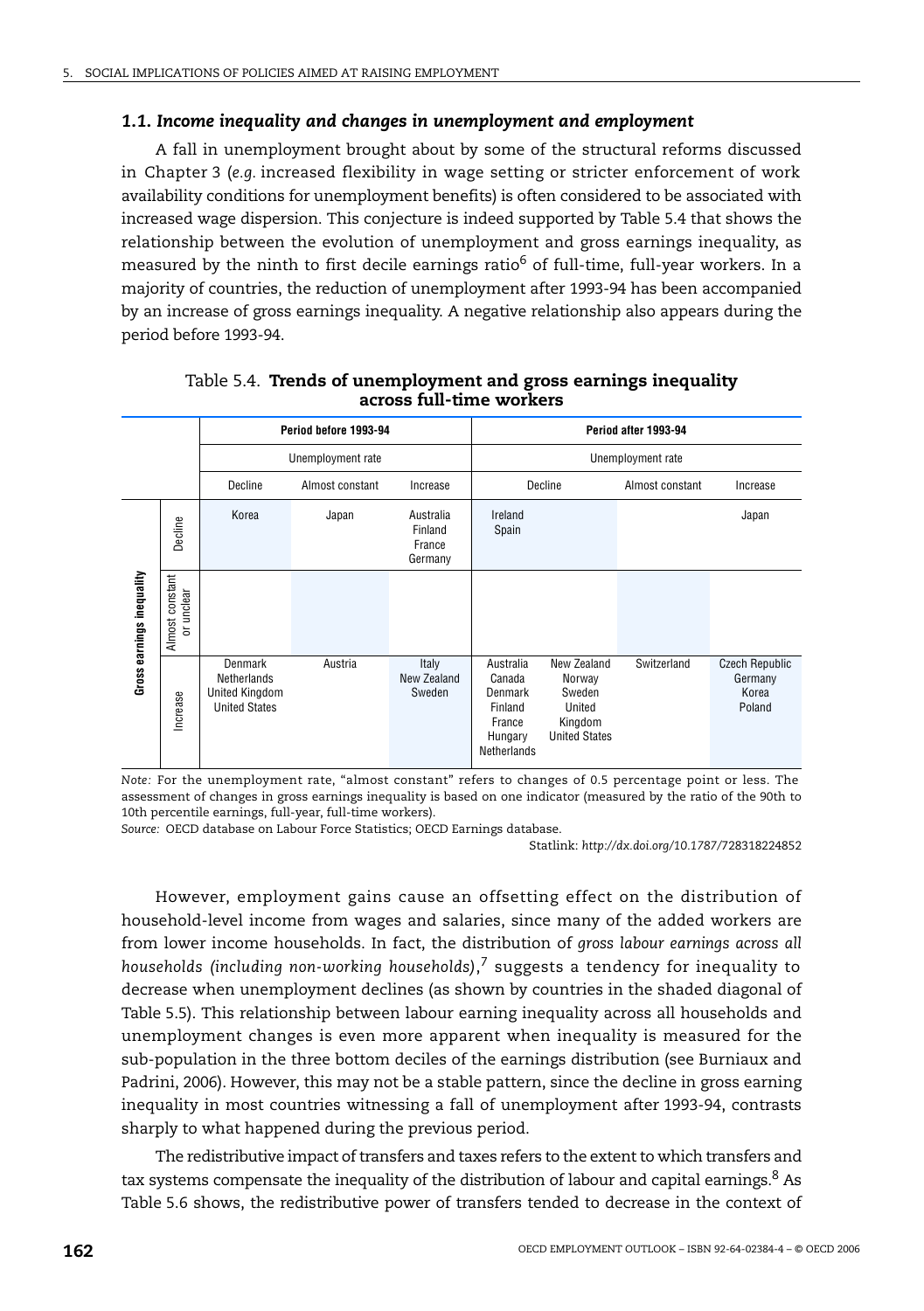### 1.1. *Income inequality and changes in unemployment and employment*

A fall in unemployment brought about by some of the structural reforms discussed in Chapter 3 (*e.g.* increased flexibility in wage setting or stricter enforcement of work availability conditions for unemployment benefits) is often considered to be associated with increased wage dispersion. This conjecture is indeed supported by Table 5.4 that shows the relationship between the evolution of unemployment and gross earnings inequality, as measured by the ninth to first decile earnings ratio[6] of full-time, full-year workers. In a majority of countries, the reduction of unemployment after 1993-94 has been accompanied by an increase of gross earnings inequality. A negative relationship also appears during the period before 1993-94.

Table 5.4. **Trends of unemployment and gross earnings inequality across full-time workers**

| | | Period before 1993-94 | | | Period after 1993-94 | | |
|---|---|---|---|---|---|---|---|
| | | Unemployment rate | | | Unemployment rate | | |
| | | Decline | Almost constant | Increase | Decline | Almost constant | Increase |
| Gross earnings inequality | Decline | Korea | Japan | Australia, Finland, France, Germany | Ireland, Spain | | Japan |
| | Almost constant or unclear | | | | | | |
| | Increase | Denmark, Netherlands, United Kingdom, United States | Austria | Italy, New Zealand, Sweden | Australia, Canada, Denmark, Finland, France, Hungary, Netherlands, New Zealand, Norway, Sweden, United Kingdom, United States | Switzerland | Czech Republic, Germany, Korea, Poland |

*Note:* For the unemployment rate, "almost constant" refers to changes of 0.5 percentage point or less. The assessment of changes in gross earnings inequality is based on one indicator (measured by the ratio of the 90th to 10th percentile earnings, full-year, full-time workers).

*Source:* OECD database on Labour Force Statistics; OECD Earnings database.

Statlink: *http://dx.doi.org/10.1787/728318224852*

However, employment gains cause an offsetting effect on the distribution of household-level income from wages and salaries, since many of the added workers are from lower income households. In fact, the distribution of *gross labour earnings across all households (including non-working households)*,[7] suggests a tendency for inequality to decrease when unemployment declines (as shown by countries in the shaded diagonal of Table 5.5). This relationship between labour earning inequality across all households and unemployment changes is even more apparent when inequality is measured for the sub-population in the three bottom deciles of the earnings distribution (see Burniaux and Padrini, 2006). However, this may not be a stable pattern, since the decline in gross earning inequality in most countries witnessing a fall of unemployment after 1993-94, contrasts sharply to what happened during the previous period.

The redistributive impact of transfers and taxes refers to the extent to which transfers and tax systems compensate the inequality of the distribution of labour and capital earnings.[8] As Table 5.6 shows, the redistributive power of transfers tended to decrease in the context of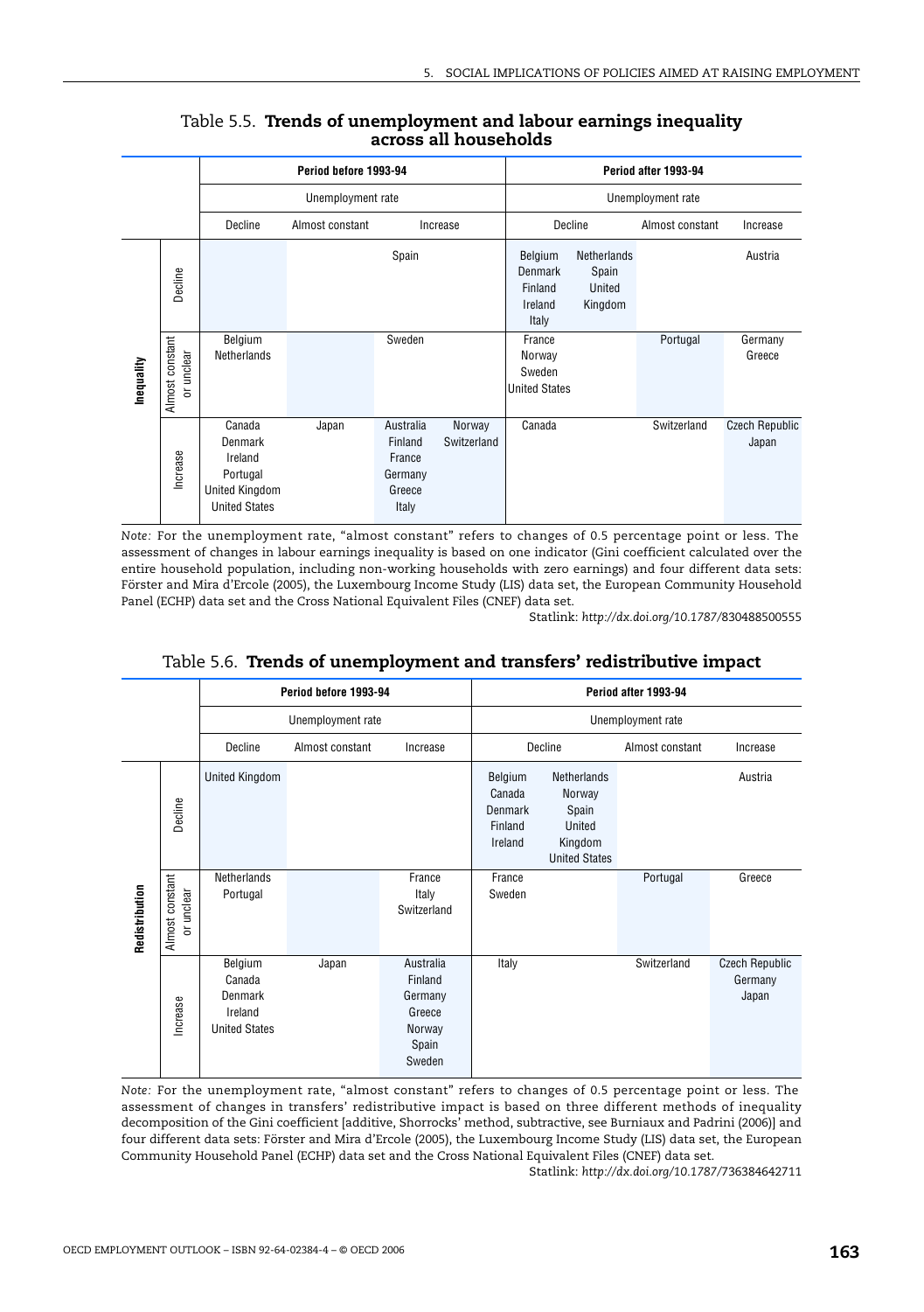## Table 5.5. **Trends of unemployment and labour earnings inequality across all households**

| | | Period before 1993-94 | | | Period after 1993-94 | | |
|---|---|---|---|---|---|---|---|
| | | Unemployment rate | | | Unemployment rate | | |
| | | Decline | Almost constant | Increase | Decline | Almost constant | Increase |
| Inequality | Decline | | | Spain | Belgium, Denmark, Finland, Ireland, Italy, Netherlands, Spain, United Kingdom | | Austria |
| | Almost constant or unclear | Belgium, Netherlands | | Sweden | France, Norway, Sweden, United States | Portugal | Germany, Greece |
| | Increase | Canada, Denmark, Ireland, Portugal, United Kingdom, United States | Japan | Australia, Finland, France, Germany, Greece, Italy, Norway, Switzerland | Canada | Switzerland | Czech Republic, Japan |

*Note:* For the unemployment rate, "almost constant" refers to changes of 0.5 percentage point or less. The assessment of changes in labour earnings inequality is based on one indicator (Gini coefficient calculated over the entire household population, including non-working households with zero earnings) and four different data sets: Förster and Mira d'Ercole (2005), the Luxembourg Income Study (LIS) data set, the European Community Household Panel (ECHP) data set and the Cross National Equivalent Files (CNEF) data set.

Statlink: *http://dx.doi.org/10.1787/830488500555*

## Table 5.6. **Trends of unemployment and transfers' redistributive impact**

| | | Period before 1993-94 | | | Period after 1993-94 | | |
|---|---|---|---|---|---|---|---|
| | | Unemployment rate | | | Unemployment rate | | |
| | | Decline | Almost constant | Increase | Decline | Almost constant | Increase |
| Redistribution | Decline | United Kingdom | | | Belgium, Canada, Denmark, Finland, Ireland, Netherlands, Norway, Spain, United Kingdom, United States | | Austria |
| | Almost constant or unclear | Netherlands, Portugal | | France, Italy, Switzerland | France, Sweden | Portugal | Greece |
| | Increase | Belgium, Canada, Denmark, Ireland, United States | Japan | Australia, Finland, Germany, Greece, Norway, Spain, Sweden | Italy | Switzerland | Czech Republic, Germany, Japan |

*Note:* For the unemployment rate, "almost constant" refers to changes of 0.5 percentage point or less. The assessment of changes in transfers' redistributive impact is based on three different methods of inequality decomposition of the Gini coefficient [additive, Shorrocks' method, subtractive, see Burniaux and Padrini (2006)] and four different data sets: Förster and Mira d'Ercole (2005), the Luxembourg Income Study (LIS) data set, the European Community Household Panel (ECHP) data set and the Cross National Equivalent Files (CNEF) data set.

Statlink: *http://dx.doi.org/10.1787/736384642711*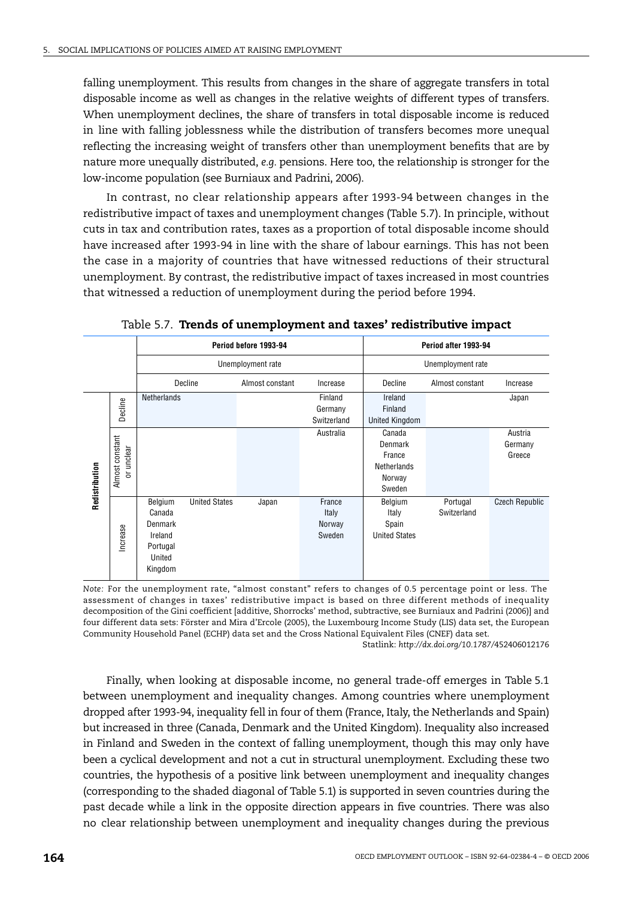falling unemployment. This results from changes in the share of aggregate transfers in total disposable income as well as changes in the relative weights of different types of transfers. When unemployment declines, the share of transfers in total disposable income is reduced in line with falling joblessness while the distribution of transfers becomes more unequal reflecting the increasing weight of transfers other than unemployment benefits that are by nature more unequally distributed, *e.g.* pensions. Here too, the relationship is stronger for the low-income population (see Burniaux and Padrini, 2006).

In contrast, no clear relationship appears after 1993-94 between changes in the redistributive impact of taxes and unemployment changes (Table 5.7). In principle, without cuts in tax and contribution rates, taxes as a proportion of total disposable income should have increased after 1993-94 in line with the share of labour earnings. This has not been the case in a majority of countries that have witnessed reductions of their structural unemployment. By contrast, the redistributive impact of taxes increased in most countries that witnessed a reduction of unemployment during the period before 1994.

Table 5.7. **Trends of unemployment and taxes' redistributive impact**

| | | Period before 1993-94 | | | Period after 1993-94 | | |
|---|---|---|---|---|---|---|---|
| | | Unemployment rate | | | Unemployment rate | | |
| | | Decline | Almost constant | Increase | Decline | Almost constant | Increase |
| Redistribution | Decline | Netherlands | | Finland, Germany, Switzerland | Ireland, Finland, United Kingdom | | Japan |
| | Almost constant or unclear | | | Australia | Canada, Denmark, France, Netherlands, Norway, Sweden | | Austria, Germany, Greece |
| | Increase | Belgium, Canada, Denmark, Ireland, Portugal, United Kingdom, United States | Japan | France, Italy, Norway, Sweden | Belgium, Italy, Spain, United States | Portugal, Switzerland | Czech Republic |

*Note:* For the unemployment rate, "almost constant" refers to changes of 0.5 percentage point or less. The assessment of changes in taxes' redistributive impact is based on three different methods of inequality decomposition of the Gini coefficient [additive, Shorrocks' method, subtractive, see Burniaux and Padrini (2006)] and four different data sets: Förster and Mira d'Ercole (2005), the Luxembourg Income Study (LIS) data set, the European Community Household Panel (ECHP) data set and the Cross National Equivalent Files (CNEF) data set.

Statlink: *http://dx.doi.org/10.1787/452406012176*

Finally, when looking at disposable income, no general trade-off emerges in Table 5.1 between unemployment and inequality changes. Among countries where unemployment dropped after 1993-94, inequality fell in four of them (France, Italy, the Netherlands and Spain) but increased in three (Canada, Denmark and the United Kingdom). Inequality also increased in Finland and Sweden in the context of falling unemployment, though this may only have been a cyclical development and not a cut in structural unemployment. Excluding these two countries, the hypothesis of a positive link between unemployment and inequality changes (corresponding to the shaded diagonal of Table 5.1) is supported in seven countries during the past decade while a link in the opposite direction appears in five countries. There was also no clear relationship between unemployment and inequality changes during the previous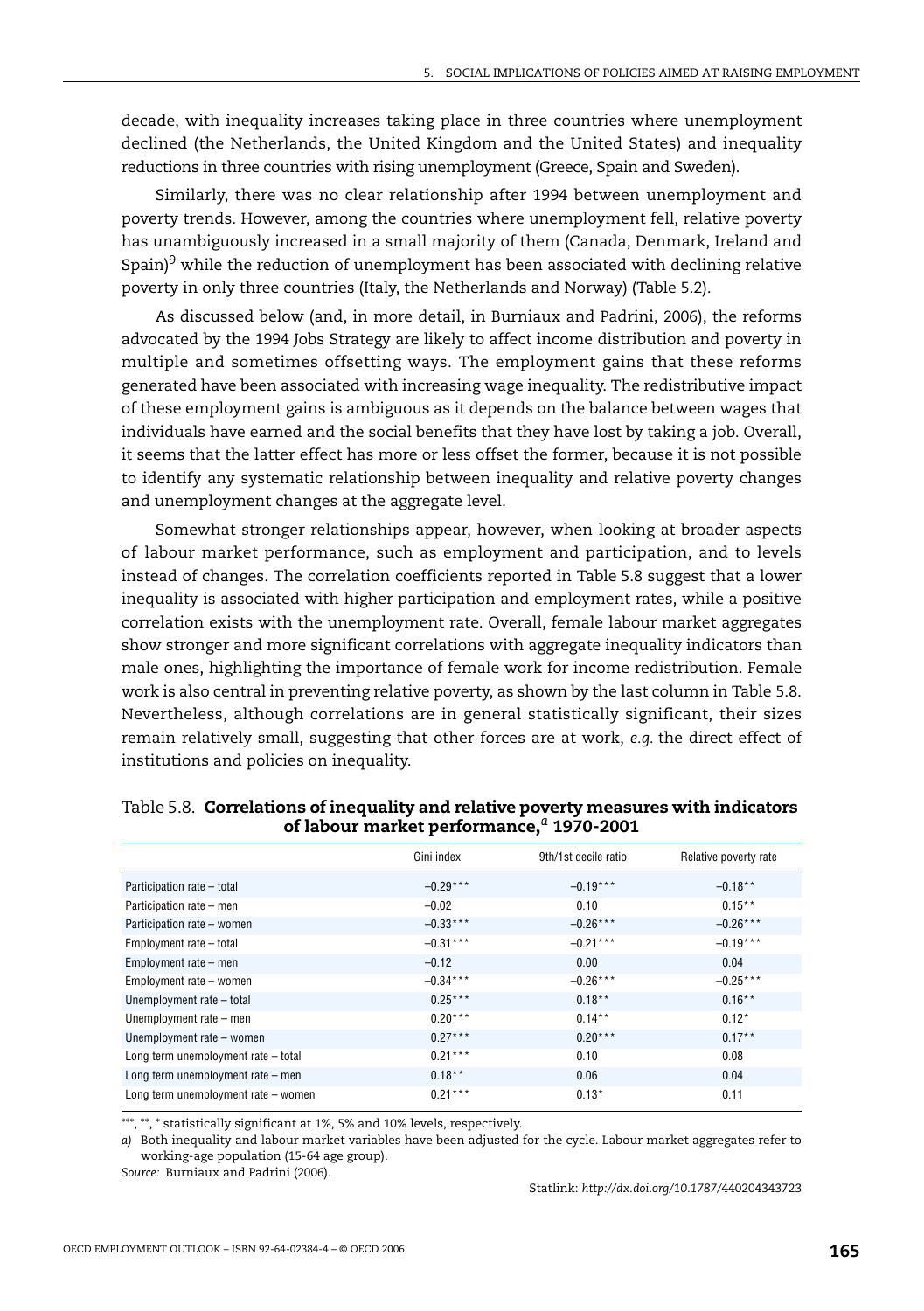decade, with inequality increases taking place in three countries where unemployment declined (the Netherlands, the United Kingdom and the United States) and inequality reductions in three countries with rising unemployment (Greece, Spain and Sweden).

Similarly, there was no clear relationship after 1994 between unemployment and poverty trends. However, among the countries where unemployment fell, relative poverty has unambiguously increased in a small majority of them (Canada, Denmark, Ireland and Spain)[9] while the reduction of unemployment has been associated with declining relative poverty in only three countries (Italy, the Netherlands and Norway) (Table 5.2).

As discussed below (and, in more detail, in Burniaux and Padrini, 2006), the reforms advocated by the 1994 Jobs Strategy are likely to affect income distribution and poverty in multiple and sometimes offsetting ways. The employment gains that these reforms generated have been associated with increasing wage inequality. The redistributive impact of these employment gains is ambiguous as it depends on the balance between wages that individuals have earned and the social benefits that they have lost by taking a job. Overall, it seems that the latter effect has more or less offset the former, because it is not possible to identify any systematic relationship between inequality and relative poverty changes and unemployment changes at the aggregate level.

Somewhat stronger relationships appear, however, when looking at broader aspects of labour market performance, such as employment and participation, and to levels instead of changes. The correlation coefficients reported in Table 5.8 suggest that a lower inequality is associated with higher participation and employment rates, while a positive correlation exists with the unemployment rate. Overall, female labour market aggregates show stronger and more significant correlations with aggregate inequality indicators than male ones, highlighting the importance of female work for income redistribution. Female work is also central in preventing relative poverty, as shown by the last column in Table 5.8. Nevertheless, although correlations are in general statistically significant, their sizes remain relatively small, suggesting that other forces are at work, *e.g.* the direct effect of institutions and policies on inequality.

Table 5.8. **Correlations of inequality and relative poverty measures with indicators of labour market performance,[a] 1970-2001**

| | Gini index | 9th/1st decile ratio | Relative poverty rate |
|---|---|---|---|
| Participation rate – total | –0.29*** | –0.19*** | –0.18** |
| Participation rate – men | –0.02 | 0.10 | 0.15** |
| Participation rate – women | –0.33*** | –0.26*** | –0.26*** |
| Employment rate – total | –0.31*** | –0.21*** | –0.19*** |
| Employment rate – men | –0.12 | 0.00 | 0.04 |
| Employment rate – women | –0.34*** | –0.26*** | –0.25*** |
| Unemployment rate – total | 0.25*** | 0.18** | 0.16** |
| Unemployment rate – men | 0.20*** | 0.14** | 0.12* |
| Unemployment rate – women | 0.27*** | 0.20*** | 0.17** |
| Long term unemployment rate – total | 0.21*** | 0.10 | 0.08 |
| Long term unemployment rate – men | 0.18** | 0.06 | 0.04 |
| Long term unemployment rate – women | 0.21*** | 0.13* | 0.11 |

***, **, * statistically significant at 1%, 5% and 10% levels, respectively.

*a)* Both inequality and labour market variables have been adjusted for the cycle. Labour market aggregates refer to working-age population (15-64 age group).

*Source:* Burniaux and Padrini (2006).

Statlink: *http://dx.doi.org/10.1787/440204343723*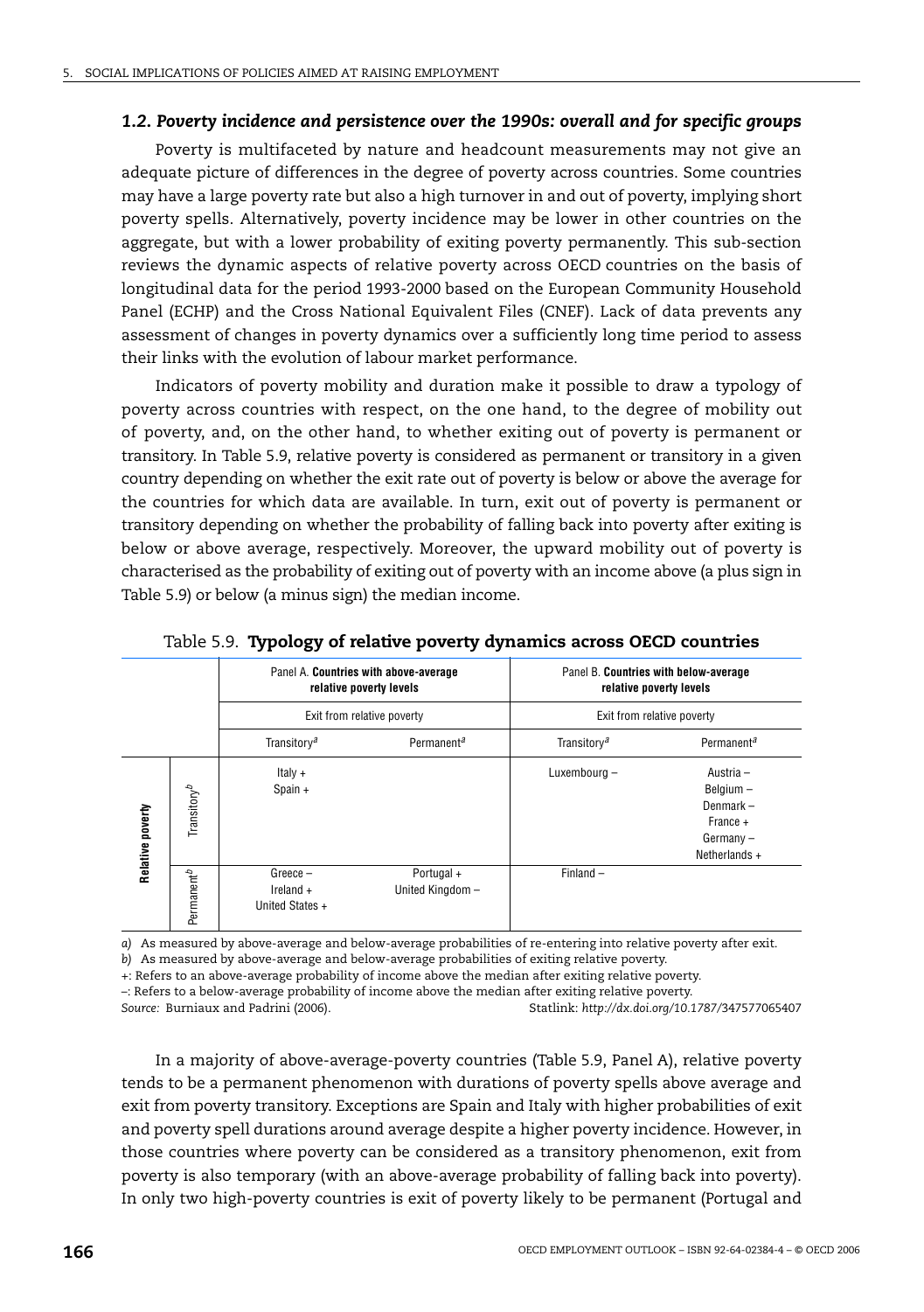### *1.2. Poverty incidence and persistence over the 1990s: overall and for specific groups*

Poverty is multifaceted by nature and headcount measurements may not give an adequate picture of differences in the degree of poverty across countries. Some countries may have a large poverty rate but also a high turnover in and out of poverty, implying short poverty spells. Alternatively, poverty incidence may be lower in other countries on the aggregate, but with a lower probability of exiting poverty permanently. This sub-section reviews the dynamic aspects of relative poverty across OECD countries on the basis of longitudinal data for the period 1993-2000 based on the European Community Household Panel (ECHP) and the Cross National Equivalent Files (CNEF). Lack of data prevents any assessment of changes in poverty dynamics over a sufficiently long time period to assess their links with the evolution of labour market performance.

Indicators of poverty mobility and duration make it possible to draw a typology of poverty across countries with respect, on the one hand, to the degree of mobility out of poverty, and, on the other hand, to whether exiting out of poverty is permanent or transitory. In Table 5.9, relative poverty is considered as permanent or transitory in a given country depending on whether the exit rate out of poverty is below or above the average for the countries for which data are available. In turn, exit out of poverty is permanent or transitory depending on whether the probability of falling back into poverty after exiting is below or above average, respectively. Moreover, the upward mobility out of poverty is characterised as the probability of exiting out of poverty with an income above (a plus sign in Table 5.9) or below (a minus sign) the median income.

Table 5.9. **Typology of relative poverty dynamics across OECD countries**

| | | Panel A. **Countries with above-average relative poverty levels** | | Panel B. **Countries with below-average relative poverty levels** | |
|---|---|---|---|---|---|
| | | Exit from relative poverty | | Exit from relative poverty | |
| | | Transitory[a] | Permanent[a] | Transitory[a] | Permanent[a] |
| Relative poverty | Transitory[b] | Italy + <br> Spain + | | Luxembourg – | Austria – <br> Belgium – <br> Denmark – <br> France + <br> Germany – <br> Netherlands + |
| | Permanent[b] | Greece – <br> Ireland + <br> United States + | Portugal + <br> United Kingdom – | Finland – | |

*a)* As measured by above-average and below-average probabilities of re-entering into relative poverty after exit.

*b)* As measured by above-average and below-average probabilities of exiting relative poverty.

+: Refers to an above-average probability of income above the median after exiting relative poverty.

–: Refers to a below-average probability of income above the median after exiting relative poverty.

*Source:* Burniaux and Padrini (2006). Statlink: *http://dx.doi.org/10.1787/347577065407*

In a majority of above-average-poverty countries (Table 5.9, Panel A), relative poverty tends to be a permanent phenomenon with durations of poverty spells above average and exit from poverty transitory. Exceptions are Spain and Italy with higher probabilities of exit and poverty spell durations around average despite a higher poverty incidence. However, in those countries where poverty can be considered as a transitory phenomenon, exit from poverty is also temporary (with an above-average probability of falling back into poverty). In only two high-poverty countries is exit of poverty likely to be permanent (Portugal and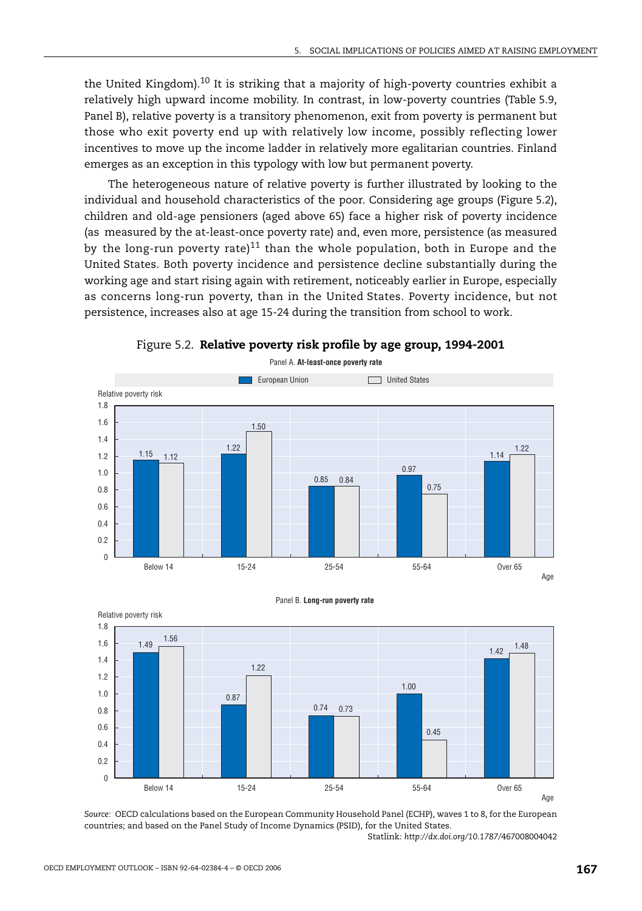the United Kingdom).[10] It is striking that a majority of high-poverty countries exhibit a relatively high upward income mobility. In contrast, in low-poverty countries (Table 5.9, Panel B), relative poverty is a transitory phenomenon, exit from poverty is permanent but those who exit poverty end up with relatively low income, possibly reflecting lower incentives to move up the income ladder in relatively more egalitarian countries. Finland emerges as an exception in this typology with low but permanent poverty.

The heterogeneous nature of relative poverty is further illustrated by looking to the individual and household characteristics of the poor. Considering age groups (Figure 5.2), children and old-age pensioners (aged above 65) face a higher risk of poverty incidence (as measured by the at-least-once poverty rate) and, even more, persistence (as measured by the long-run poverty rate)[11] than the whole population, both in Europe and the United States. Both poverty incidence and persistence decline substantially during the working age and start rising again with retirement, noticeably earlier in Europe, especially as concerns long-run poverty, than in the United States. Poverty incidence, but not persistence, increases also at age 15-24 during the transition from school to work.

Figure 5.2. **Relative poverty risk profile by age group, 1994-2001**

Panel A. **At-least-once poverty rate**

Relative poverty risk

| Age | European Union | United States |
|---|---|---|
| Below 14 | 1.15 | 1.12 |
| 15-24 | 1.22 | 1.50 |
| 25-54 | 0.85 | 0.84 |
| 55-64 | 0.97 | 0.75 |
| Over 65 | 1.14 | 1.22 |

Panel B. **Long-run poverty rate**

Relative poverty risk

| Age | European Union | United States |
|---|---|---|
| Below 14 | 1.49 | 1.56 |
| 15-24 | 0.87 | 1.22 |
| 25-54 | 0.74 | 0.73 |
| 55-64 | 1.00 | 0.45 |
| Over 65 | 1.42 | 1.48 |

*Source:* OECD calculations based on the European Community Household Panel (ECHP), waves 1 to 8, for the European countries; and based on the Panel Study of Income Dynamics (PSID), for the United States.

Statlink: *http://dx.doi.org/10.1787/467008004042*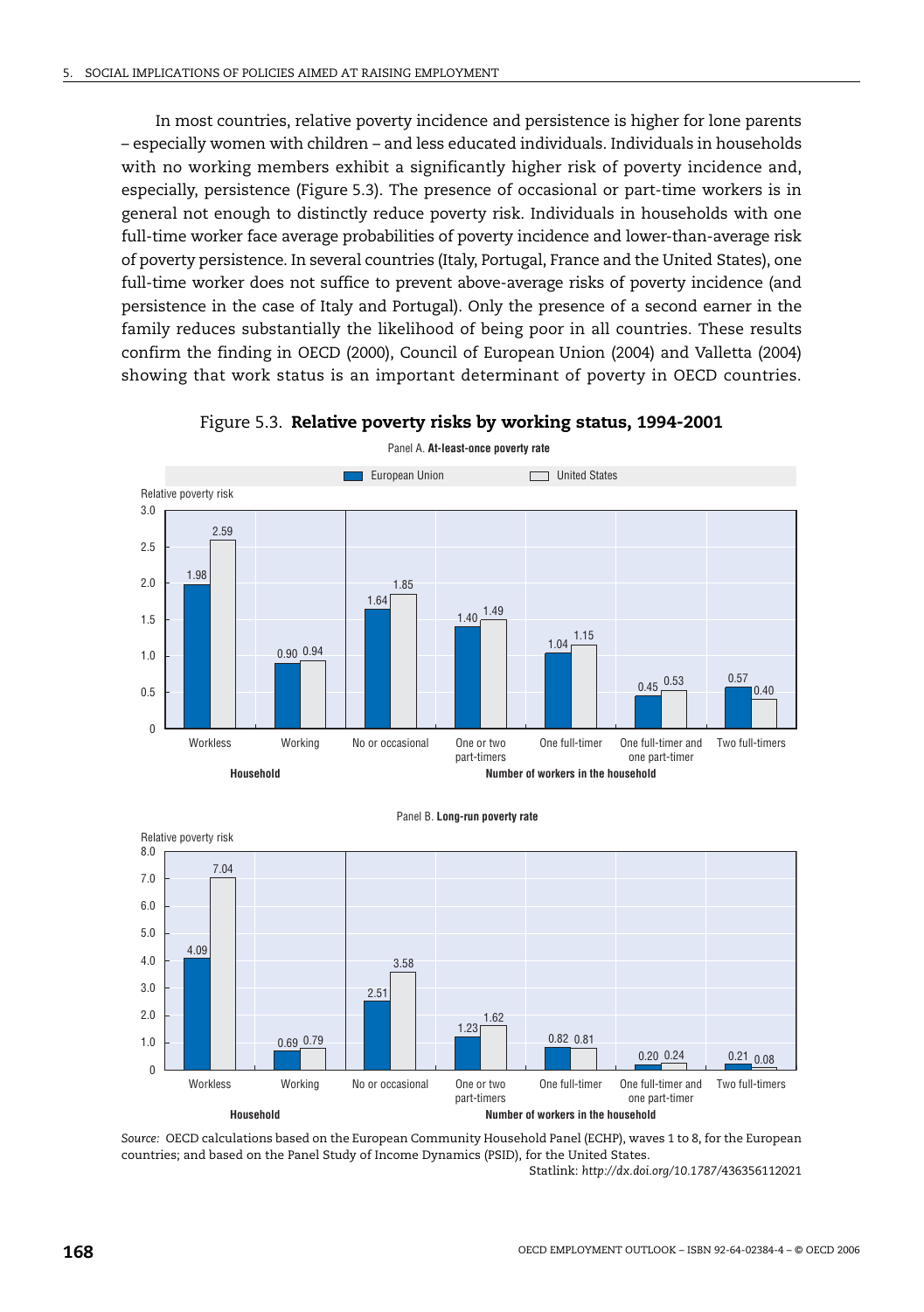In most countries, relative poverty incidence and persistence is higher for lone parents – especially women with children – and less educated individuals. Individuals in households with no working members exhibit a significantly higher risk of poverty incidence and, especially, persistence (Figure 5.3). The presence of occasional or part-time workers is in general not enough to distinctly reduce poverty risk. Individuals in households with one full-time worker face average probabilities of poverty incidence and lower-than-average risk of poverty persistence. In several countries (Italy, Portugal, France and the United States), one full-time worker does not suffice to prevent above-average risks of poverty incidence (and persistence in the case of Italy and Portugal). Only the presence of a second earner in the family reduces substantially the likelihood of being poor in all countries. These results confirm the finding in OECD (2000), Council of European Union (2004) and Valletta (2004) showing that work status is an important determinant of poverty in OECD countries.

Figure 5.3. **Relative poverty risks by working status, 1994-2001**

Panel A. **At-least-once poverty rate**

Relative poverty risk

| | Household: Workless | Household: Working | Number of workers in the household: No or occasional | One or two part-timers | One full-timer | One full-timer and one part-timer | Two full-timers |
|---|---|---|---|---|---|---|---|
| European Union | 1.98 | 0.90 | 1.64 | 1.40 | 1.04 | 0.45 | 0.57 |
| United States | 2.59 | 0.94 | 1.85 | 1.49 | 1.15 | 0.53 | 0.40 |

Panel B. **Long-run poverty rate**

Relative poverty risk

| | Household: Workless | Household: Working | Number of workers in the household: No or occasional | One or two part-timers | One full-timer | One full-timer and one part-timer | Two full-timers |
|---|---|---|---|---|---|---|---|
| European Union | 4.09 | 0.69 | 2.51 | 1.23 | 0.82 | 0.20 | 0.21 |
| United States | 7.04 | 0.79 | 3.58 | 1.62 | 0.81 | 0.24 | 0.08 |

*Source:* OECD calculations based on the European Community Household Panel (ECHP), waves 1 to 8, for the European countries; and based on the Panel Study of Income Dynamics (PSID), for the United States.

Statlink: *http://dx.doi.org/10.1787/436356112021*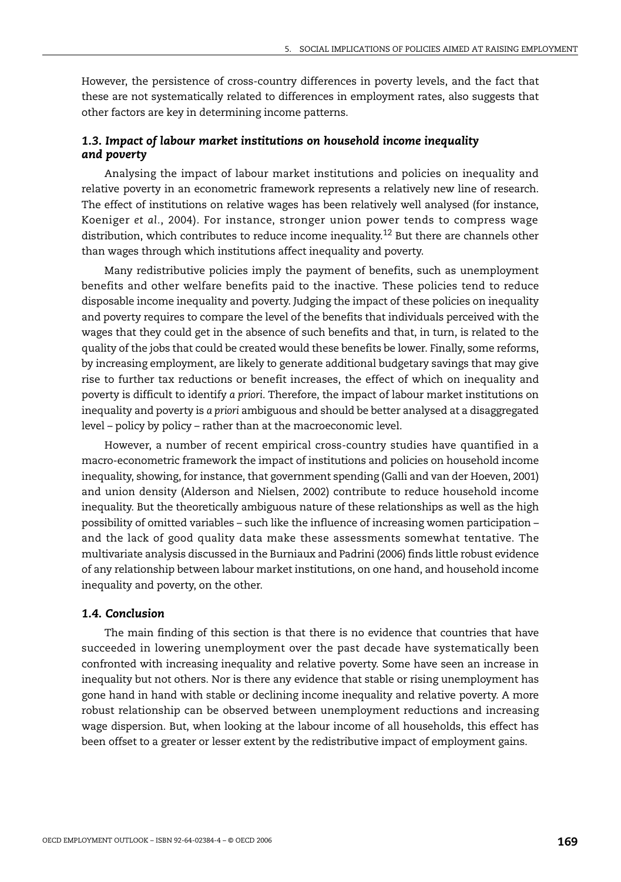However, the persistence of cross-country differences in poverty levels, and the fact that these are not systematically related to differences in employment rates, also suggests that other factors are key in determining income patterns.

### *1.3. Impact of labour market institutions on household income inequality and poverty*

Analysing the impact of labour market institutions and policies on inequality and relative poverty in an econometric framework represents a relatively new line of research. The effect of institutions on relative wages has been relatively well analysed (for instance, Koeniger *et al*., 2004). For instance, stronger union power tends to compress wage distribution, which contributes to reduce income inequality.[12] But there are channels other than wages through which institutions affect inequality and poverty.

Many redistributive policies imply the payment of benefits, such as unemployment benefits and other welfare benefits paid to the inactive. These policies tend to reduce disposable income inequality and poverty. Judging the impact of these policies on inequality and poverty requires to compare the level of the benefits that individuals perceived with the wages that they could get in the absence of such benefits and that, in turn, is related to the quality of the jobs that could be created would these benefits be lower. Finally, some reforms, by increasing employment, are likely to generate additional budgetary savings that may give rise to further tax reductions or benefit increases, the effect of which on inequality and poverty is difficult to identify *a priori*. Therefore, the impact of labour market institutions on inequality and poverty is *a priori* ambiguous and should be better analysed at a disaggregated level – policy by policy – rather than at the macroeconomic level.

However, a number of recent empirical cross-country studies have quantified in a macro-econometric framework the impact of institutions and policies on household income inequality, showing, for instance, that government spending (Galli and van der Hoeven, 2001) and union density (Alderson and Nielsen, 2002) contribute to reduce household income inequality. But the theoretically ambiguous nature of these relationships as well as the high possibility of omitted variables – such like the influence of increasing women participation – and the lack of good quality data make these assessments somewhat tentative. The multivariate analysis discussed in the Burniaux and Padrini (2006) finds little robust evidence of any relationship between labour market institutions, on one hand, and household income inequality and poverty, on the other.

### *1.4. Conclusion*

The main finding of this section is that there is no evidence that countries that have succeeded in lowering unemployment over the past decade have systematically been confronted with increasing inequality and relative poverty. Some have seen an increase in inequality but not others. Nor is there any evidence that stable or rising unemployment has gone hand in hand with stable or declining income inequality and relative poverty. A more robust relationship can be observed between unemployment reductions and increasing wage dispersion. But, when looking at the labour income of all households, this effect has been offset to a greater or lesser extent by the redistributive impact of employment gains.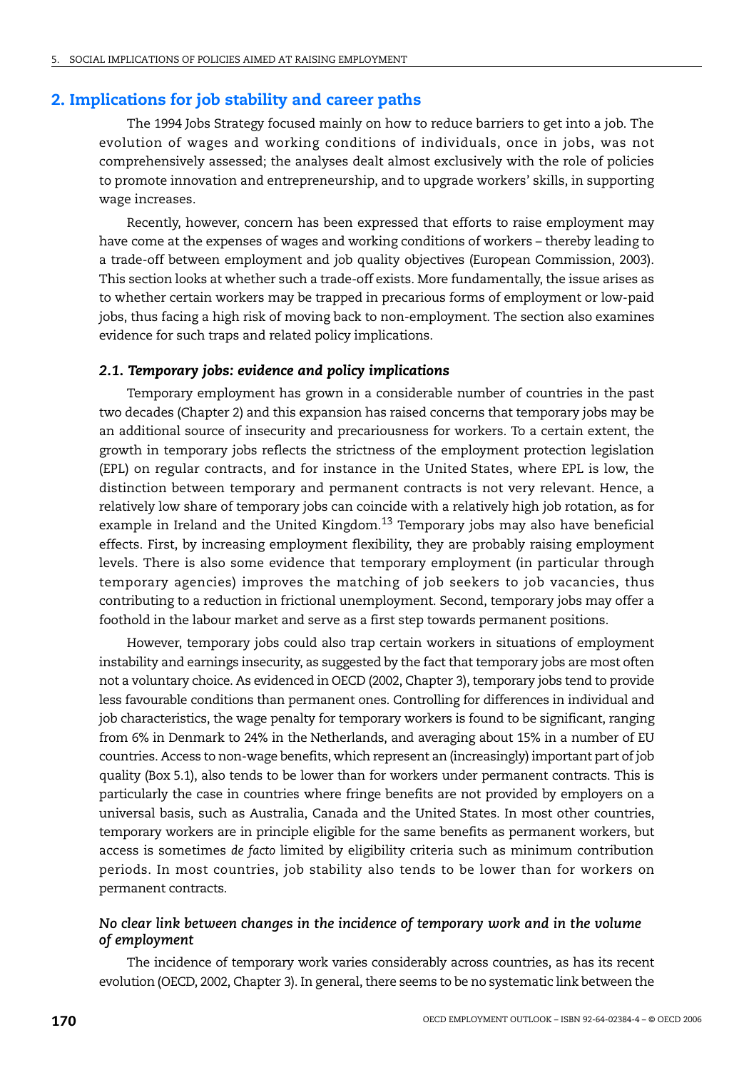## 2. Implications for job stability and career paths

The 1994 Jobs Strategy focused mainly on how to reduce barriers to get into a job. The evolution of wages and working conditions of individuals, once in jobs, was not comprehensively assessed; the analyses dealt almost exclusively with the role of policies to promote innovation and entrepreneurship, and to upgrade workers' skills, in supporting wage increases.

Recently, however, concern has been expressed that efforts to raise employment may have come at the expenses of wages and working conditions of workers – thereby leading to a trade-off between employment and job quality objectives (European Commission, 2003). This section looks at whether such a trade-off exists. More fundamentally, the issue arises as to whether certain workers may be trapped in precarious forms of employment or low-paid jobs, thus facing a high risk of moving back to non-employment. The section also examines evidence for such traps and related policy implications.

### *2.1. Temporary jobs: evidence and policy implications*

Temporary employment has grown in a considerable number of countries in the past two decades (Chapter 2) and this expansion has raised concerns that temporary jobs may be an additional source of insecurity and precariousness for workers. To a certain extent, the growth in temporary jobs reflects the strictness of the employment protection legislation (EPL) on regular contracts, and for instance in the United States, where EPL is low, the distinction between temporary and permanent contracts is not very relevant. Hence, a relatively low share of temporary jobs can coincide with a relatively high job rotation, as for example in Ireland and the United Kingdom.[13] Temporary jobs may also have beneficial effects. First, by increasing employment flexibility, they are probably raising employment levels. There is also some evidence that temporary employment (in particular through temporary agencies) improves the matching of job seekers to job vacancies, thus contributing to a reduction in frictional unemployment. Second, temporary jobs may offer a foothold in the labour market and serve as a first step towards permanent positions.

However, temporary jobs could also trap certain workers in situations of employment instability and earnings insecurity, as suggested by the fact that temporary jobs are most often not a voluntary choice. As evidenced in OECD (2002, Chapter 3), temporary jobs tend to provide less favourable conditions than permanent ones. Controlling for differences in individual and job characteristics, the wage penalty for temporary workers is found to be significant, ranging from 6% in Denmark to 24% in the Netherlands, and averaging about 15% in a number of EU countries. Access to non-wage benefits, which represent an (increasingly) important part of job quality (Box 5.1), also tends to be lower than for workers under permanent contracts. This is particularly the case in countries where fringe benefits are not provided by employers on a universal basis, such as Australia, Canada and the United States. In most other countries, temporary workers are in principle eligible for the same benefits as permanent workers, but access is sometimes *de facto* limited by eligibility criteria such as minimum contribution periods. In most countries, job stability also tends to be lower than for workers on permanent contracts.

#### *No clear link between changes in the incidence of temporary work and in the volume of employment*

The incidence of temporary work varies considerably across countries, as has its recent evolution (OECD, 2002, Chapter 3). In general, there seems to be no systematic link between the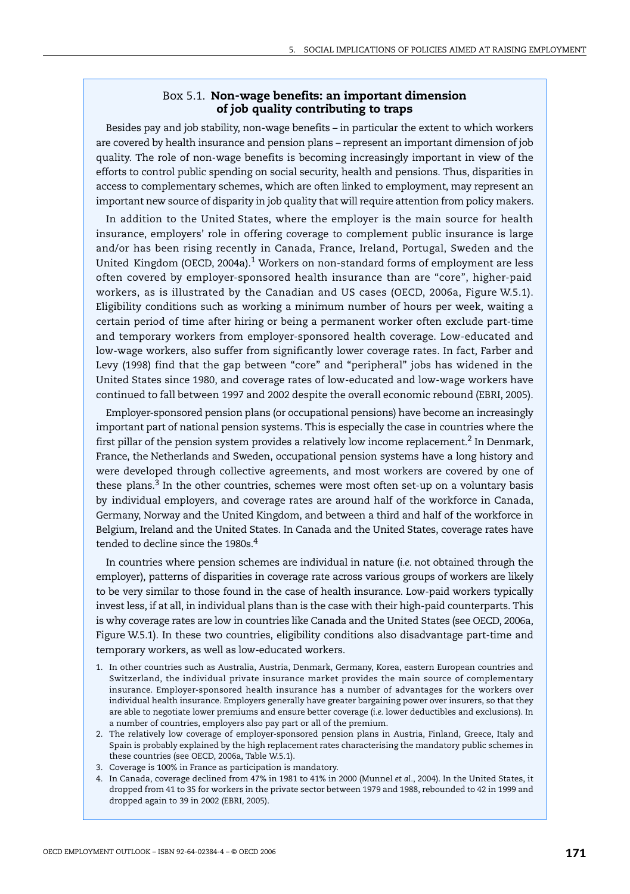### Box 5.1. **Non-wage benefits: an important dimension of job quality contributing to traps**

Besides pay and job stability, non-wage benefits – in particular the extent to which workers are covered by health insurance and pension plans – represent an important dimension of job quality. The role of non-wage benefits is becoming increasingly important in view of the efforts to control public spending on social security, health and pensions. Thus, disparities in access to complementary schemes, which are often linked to employment, may represent an important new source of disparity in job quality that will require attention from policy makers.

In addition to the United States, where the employer is the main source for health insurance, employers' role in offering coverage to complement public insurance is large and/or has been rising recently in Canada, France, Ireland, Portugal, Sweden and the United Kingdom (OECD, 2004a).[1] Workers on non-standard forms of employment are less often covered by employer-sponsored health insurance than are "core", higher-paid workers, as is illustrated by the Canadian and US cases (OECD, 2006a, Figure W.5.1). Eligibility conditions such as working a minimum number of hours per week, waiting a certain period of time after hiring or being a permanent worker often exclude part-time and temporary workers from employer-sponsored health coverage. Low-educated and low-wage workers, also suffer from significantly lower coverage rates. In fact, Farber and Levy (1998) find that the gap between "core" and "peripheral" jobs has widened in the United States since 1980, and coverage rates of low-educated and low-wage workers have continued to fall between 1997 and 2002 despite the overall economic rebound (EBRI, 2005).

Employer-sponsored pension plans (or occupational pensions) have become an increasingly important part of national pension systems. This is especially the case in countries where the first pillar of the pension system provides a relatively low income replacement.[2] In Denmark, France, the Netherlands and Sweden, occupational pension systems have a long history and were developed through collective agreements, and most workers are covered by one of these plans.[3] In the other countries, schemes were most often set-up on a voluntary basis by individual employers, and coverage rates are around half of the workforce in Canada, Germany, Norway and the United Kingdom, and between a third and half of the workforce in Belgium, Ireland and the United States. In Canada and the United States, coverage rates have tended to decline since the 1980s.[4]

In countries where pension schemes are individual in nature (*i.e.* not obtained through the employer), patterns of disparities in coverage rate across various groups of workers are likely to be very similar to those found in the case of health insurance. Low-paid workers typically invest less, if at all, in individual plans than is the case with their high-paid counterparts. This is why coverage rates are low in countries like Canada and the United States (see OECD, 2006a, Figure W.5.1). In these two countries, eligibility conditions also disadvantage part-time and temporary workers, as well as low-educated workers.

1. In other countries such as Australia, Austria, Denmark, Germany, Korea, eastern European countries and Switzerland, the individual private insurance market provides the main source of complementary insurance. Employer-sponsored health insurance has a number of advantages for the workers over individual health insurance. Employers generally have greater bargaining power over insurers, so that they are able to negotiate lower premiums and ensure better coverage (*i.e.* lower deductibles and exclusions). In a number of countries, employers also pay part or all of the premium.
2. The relatively low coverage of employer-sponsored pension plans in Austria, Finland, Greece, Italy and Spain is probably explained by the high replacement rates characterising the mandatory public schemes in these countries (see OECD, 2006a, Table W.5.1).
3. Coverage is 100% in France as participation is mandatory.
4. In Canada, coverage declined from 47% in 1981 to 41% in 2000 (Munnel *et al.*, 2004). In the United States, it dropped from 41 to 35 for workers in the private sector between 1979 and 1988, rebounded to 42 in 1999 and dropped again to 39 in 2002 (EBRI, 2005).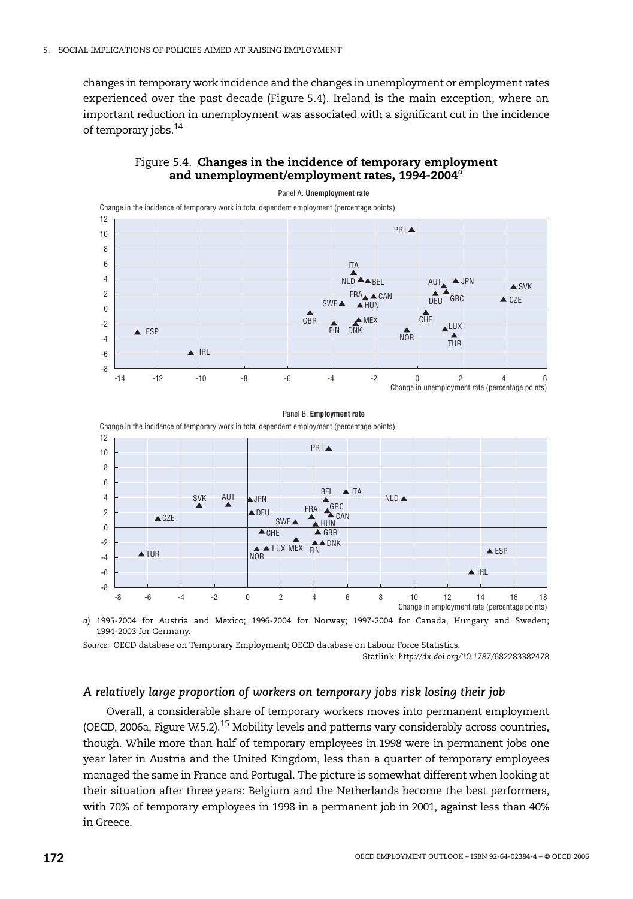changes in temporary work incidence and the changes in unemployment or employment rates experienced over the past decade (Figure 5.4). Ireland is the main exception, where an important reduction in unemployment was associated with a significant cut in the incidence of temporary jobs.[14]

Figure 5.4. **Changes in the incidence of temporary employment and unemployment/employment rates, 1994-2004**[a]

Panel A. **Unemployment rate**

Panel B. **Employment rate**

*a)* 1995-2004 for Austria and Mexico; 1996-2004 for Norway; 1997-2004 for Canada, Hungary and Sweden; 1994-2003 for Germany.

*Source:* OECD database on Temporary Employment; OECD database on Labour Force Statistics.

Statlink: *http://dx.doi.org/10.1787/682283382478*

### *A relatively large proportion of workers on temporary jobs risk losing their job*

Overall, a considerable share of temporary workers moves into permanent employment (OECD, 2006a, Figure W.5.2).[15] Mobility levels and patterns vary considerably across countries, though. While more than half of temporary employees in 1998 were in permanent jobs one year later in Austria and the United Kingdom, less than a quarter of temporary employees managed the same in France and Portugal. The picture is somewhat different when looking at their situation after three years: Belgium and the Netherlands become the best performers, with 70% of temporary employees in 1998 in a permanent job in 2001, against less than 40% in Greece.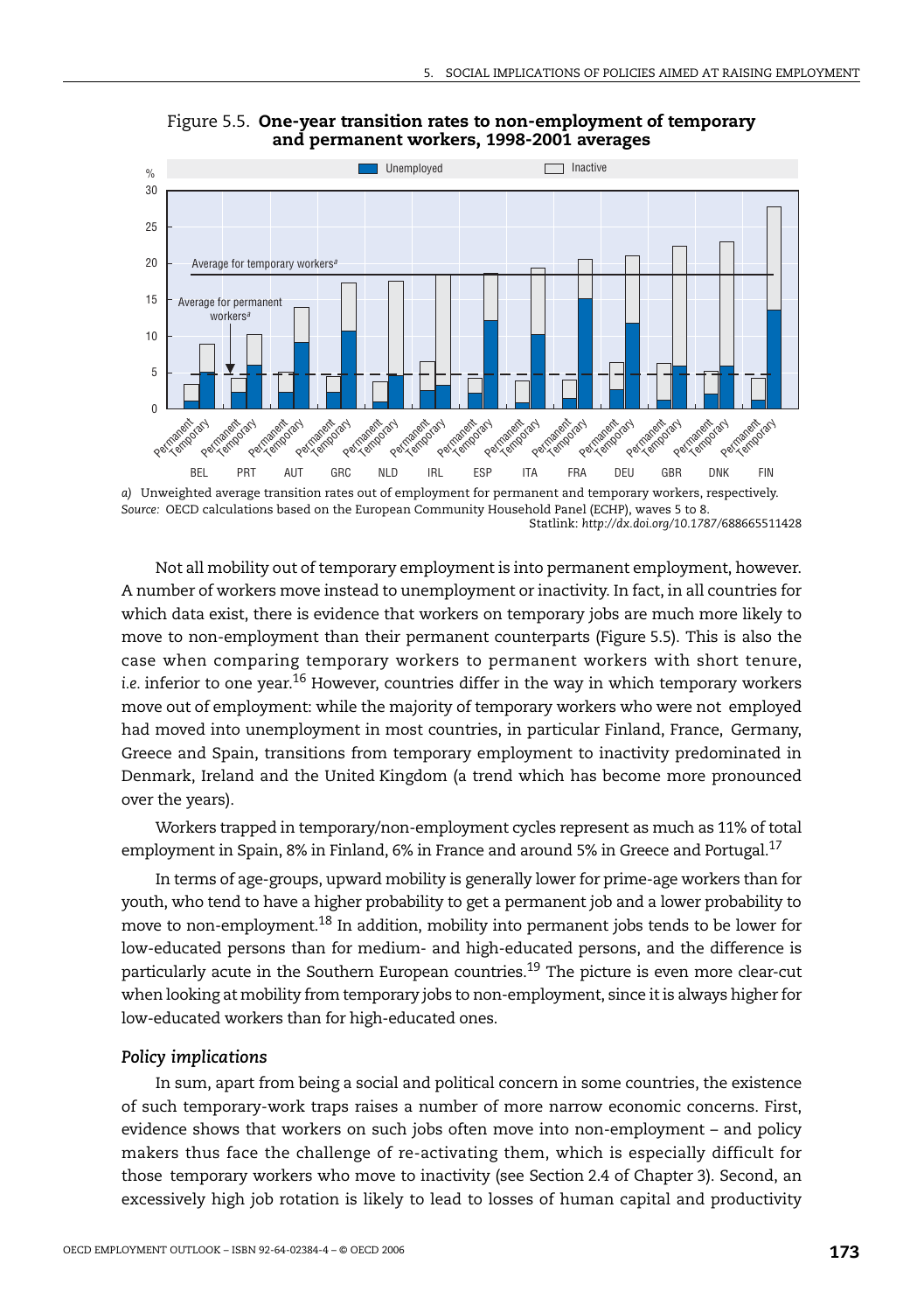Figure 5.5. **One-year transition rates to non-employment of temporary and permanent workers, 1998-2001 averages**

a) Unweighted average transition rates out of employment for permanent and temporary workers, respectively.

*Source:* OECD calculations based on the European Community Household Panel (ECHP), waves 5 to 8.

Statlink: *http://dx.doi.org/10.1787/688665511428*

Not all mobility out of temporary employment is into permanent employment, however. A number of workers move instead to unemployment or inactivity. In fact, in all countries for which data exist, there is evidence that workers on temporary jobs are much more likely to move to non-employment than their permanent counterparts (Figure 5.5). This is also the case when comparing temporary workers to permanent workers with short tenure, *i.e.* inferior to one year.[16] However, countries differ in the way in which temporary workers move out of employment: while the majority of temporary workers who were not employed had moved into unemployment in most countries, in particular Finland, France, Germany, Greece and Spain, transitions from temporary employment to inactivity predominated in Denmark, Ireland and the United Kingdom (a trend which has become more pronounced over the years).

Workers trapped in temporary/non-employment cycles represent as much as 11% of total employment in Spain, 8% in Finland, 6% in France and around 5% in Greece and Portugal.[17]

In terms of age-groups, upward mobility is generally lower for prime-age workers than for youth, who tend to have a higher probability to get a permanent job and a lower probability to move to non-employment.[18] In addition, mobility into permanent jobs tends to be lower for low-educated persons than for medium- and high-educated persons, and the difference is particularly acute in the Southern European countries.[19] The picture is even more clear-cut when looking at mobility from temporary jobs to non-employment, since it is always higher for low-educated workers than for high-educated ones.

### *Policy implications*

In sum, apart from being a social and political concern in some countries, the existence of such temporary-work traps raises a number of more narrow economic concerns. First, evidence shows that workers on such jobs often move into non-employment – and policy makers thus face the challenge of re-activating them, which is especially difficult for those temporary workers who move to inactivity (see Section 2.4 of Chapter 3). Second, an excessively high job rotation is likely to lead to losses of human capital and productivity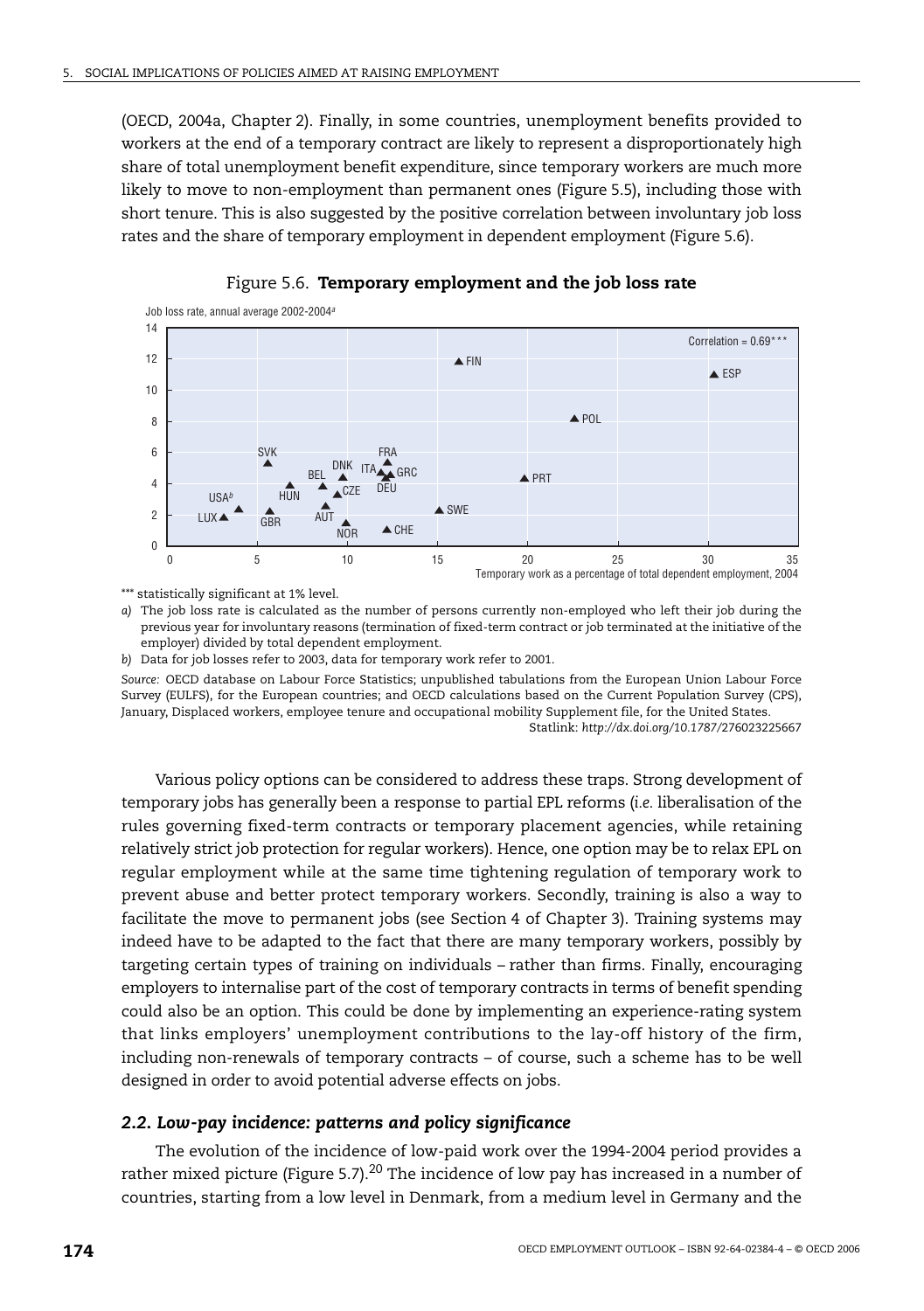(OECD, 2004a, Chapter 2). Finally, in some countries, unemployment benefits provided to workers at the end of a temporary contract are likely to represent a disproportionately high share of total unemployment benefit expenditure, since temporary workers are much more likely to move to non-employment than permanent ones (Figure 5.5), including those with short tenure. This is also suggested by the positive correlation between involuntary job loss rates and the share of temporary employment in dependent employment (Figure 5.6).

Figure 5.6. **Temporary employment and the job loss rate**

Job loss rate, annual average 2002-2004[a]

Correlation = 0.69***

FIN, ESP, POL, PRT, SVK, FRA, DNK, ITA, GRC, BEL, DEU, HUN, CZE, USA[b], LUX, GBR, AUT, SWE, NOR, CHE

0, 5, 10, 15, 20, 25, 30, 35

0, 2, 4, 6, 8, 10, 12, 14

Temporary work as a percentage of total dependent employment, 2004

*** statistically significant at 1% level.

*a)* The job loss rate is calculated as the number of persons currently non-employed who left their job during the previous year for involuntary reasons (termination of fixed-term contract or job terminated at the initiative of the employer) divided by total dependent employment.

*b)* Data for job losses refer to 2003, data for temporary work refer to 2001.

*Source:* OECD database on Labour Force Statistics; unpublished tabulations from the European Union Labour Force Survey (EULFS), for the European countries; and OECD calculations based on the Current Population Survey (CPS), January, Displaced workers, employee tenure and occupational mobility Supplement file, for the United States.

Statlink: *http://dx.doi.org/10.1787/276023225667*

Various policy options can be considered to address these traps. Strong development of temporary jobs has generally been a response to partial EPL reforms (*i.e.* liberalisation of the rules governing fixed-term contracts or temporary placement agencies, while retaining relatively strict job protection for regular workers). Hence, one option may be to relax EPL on regular employment while at the same time tightening regulation of temporary work to prevent abuse and better protect temporary workers. Secondly, training is also a way to facilitate the move to permanent jobs (see Section 4 of Chapter 3). Training systems may indeed have to be adapted to the fact that there are many temporary workers, possibly by targeting certain types of training on individuals – rather than firms. Finally, encouraging employers to internalise part of the cost of temporary contracts in terms of benefit spending could also be an option. This could be done by implementing an experience-rating system that links employers' unemployment contributions to the lay-off history of the firm, including non-renewals of temporary contracts – of course, such a scheme has to be well designed in order to avoid potential adverse effects on jobs.

### *2.2. Low-pay incidence: patterns and policy significance*

The evolution of the incidence of low-paid work over the 1994-2004 period provides a rather mixed picture (Figure 5.7).[20] The incidence of low pay has increased in a number of countries, starting from a low level in Denmark, from a medium level in Germany and the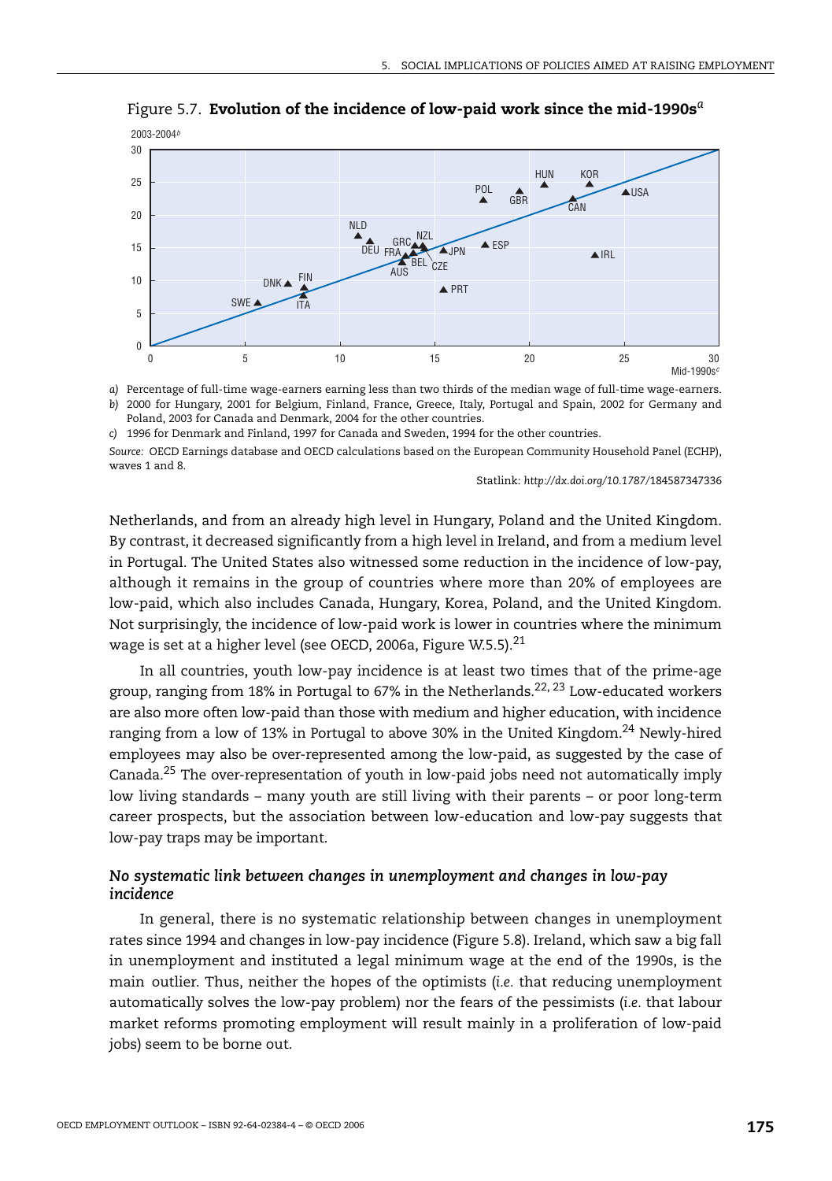Figure 5.7. **Evolution of the incidence of low-paid work since the mid-1990s**[a]

a) Percentage of full-time wage-earners earning less than two thirds of the median wage of full-time wage-earners.

b) 2000 for Hungary, 2001 for Belgium, Finland, France, Greece, Italy, Portugal and Spain, 2002 for Germany and Poland, 2003 for Canada and Denmark, 2004 for the other countries.

c) 1996 for Denmark and Finland, 1997 for Canada and Sweden, 1994 for the other countries.

*Source:* OECD Earnings database and OECD calculations based on the European Community Household Panel (ECHP), waves 1 and 8.

Statlink: *http://dx.doi.org/10.1787/184587347336*

Netherlands, and from an already high level in Hungary, Poland and the United Kingdom. By contrast, it decreased significantly from a high level in Ireland, and from a medium level in Portugal. The United States also witnessed some reduction in the incidence of low-pay, although it remains in the group of countries where more than 20% of employees are low-paid, which also includes Canada, Hungary, Korea, Poland, and the United Kingdom. Not surprisingly, the incidence of low-paid work is lower in countries where the minimum wage is set at a higher level (see OECD, 2006a, Figure W.5.5).[21]

In all countries, youth low-pay incidence is at least two times that of the prime-age group, ranging from 18% in Portugal to 67% in the Netherlands.[22, 23] Low-educated workers are also more often low-paid than those with medium and higher education, with incidence ranging from a low of 13% in Portugal to above 30% in the United Kingdom.[24] Newly-hired employees may also be over-represented among the low-paid, as suggested by the case of Canada.[25] The over-representation of youth in low-paid jobs need not automatically imply low living standards – many youth are still living with their parents – or poor long-term career prospects, but the association between low-education and low-pay suggests that low-pay traps may be important.

### *No systematic link between changes in unemployment and changes in low-pay incidence*

In general, there is no systematic relationship between changes in unemployment rates since 1994 and changes in low-pay incidence (Figure 5.8). Ireland, which saw a big fall in unemployment and instituted a legal minimum wage at the end of the 1990s, is the main outlier. Thus, neither the hopes of the optimists (*i.e.* that reducing unemployment automatically solves the low-pay problem) nor the fears of the pessimists (*i.e.* that labour market reforms promoting employment will result mainly in a proliferation of low-paid jobs) seem to be borne out.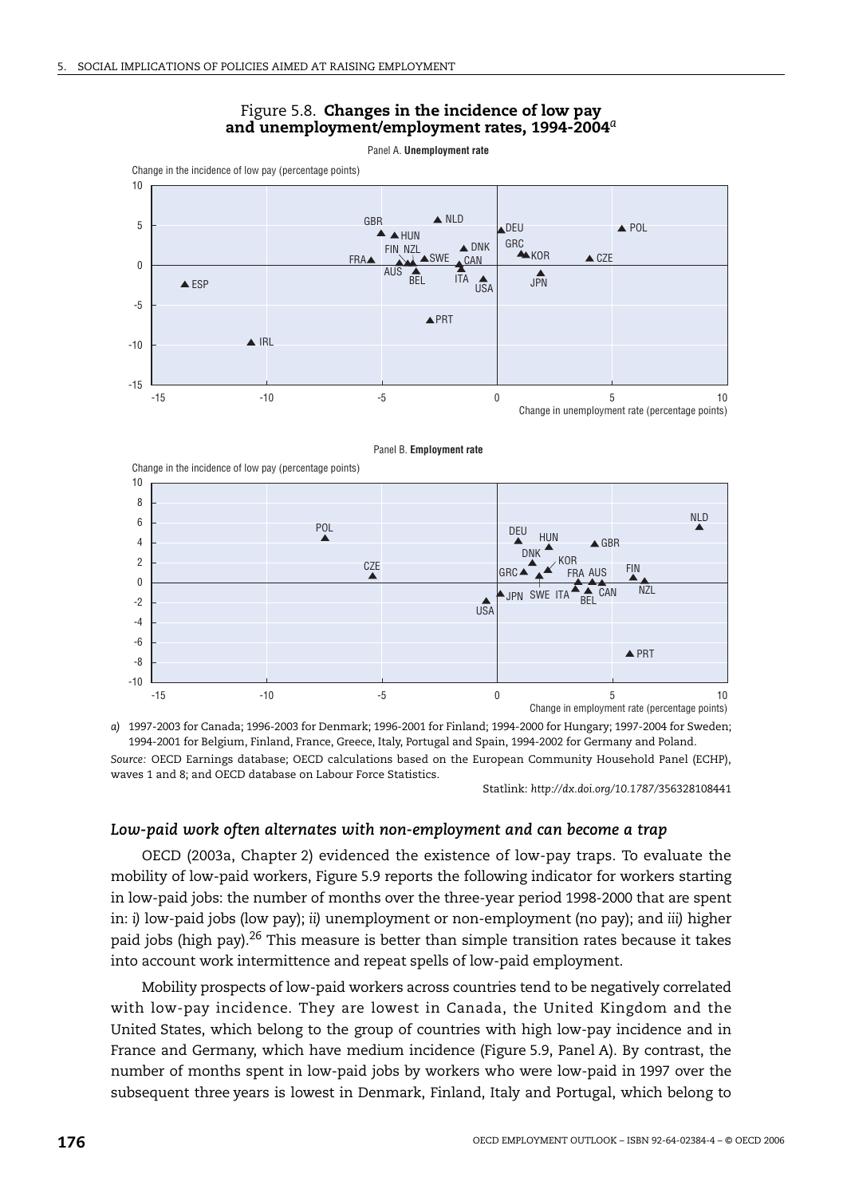Figure 5.8. **Changes in the incidence of low pay and unemployment/employment rates, 1994-2004**[a]

a) 1997-2003 for Canada; 1996-2003 for Denmark; 1996-2001 for Finland; 1994-2000 for Hungary; 1997-2004 for Sweden; 1994-2001 for Belgium, Finland, France, Greece, Italy, Portugal and Spain, 1994-2002 for Germany and Poland.

*Source:* OECD Earnings database; OECD calculations based on the European Community Household Panel (ECHP), waves 1 and 8; and OECD database on Labour Force Statistics.

Statlink: *http://dx.doi.org/10.1787/356328108441*

### *Low-paid work often alternates with non-employment and can become a trap*

OECD (2003a, Chapter 2) evidenced the existence of low-pay traps. To evaluate the mobility of low-paid workers, Figure 5.9 reports the following indicator for workers starting in low-paid jobs: the number of months over the three-year period 1998-2000 that are spent in: *i)* low-paid jobs (low pay); *ii)* unemployment or non-employment (no pay); and *iii)* higher paid jobs (high pay).[26] This measure is better than simple transition rates because it takes into account work intermittence and repeat spells of low-paid employment.

Mobility prospects of low-paid workers across countries tend to be negatively correlated with low-pay incidence. They are lowest in Canada, the United Kingdom and the United States, which belong to the group of countries with high low-pay incidence and in France and Germany, which have medium incidence (Figure 5.9, Panel A). By contrast, the number of months spent in low-paid jobs by workers who were low-paid in 1997 over the subsequent three years is lowest in Denmark, Finland, Italy and Portugal, which belong to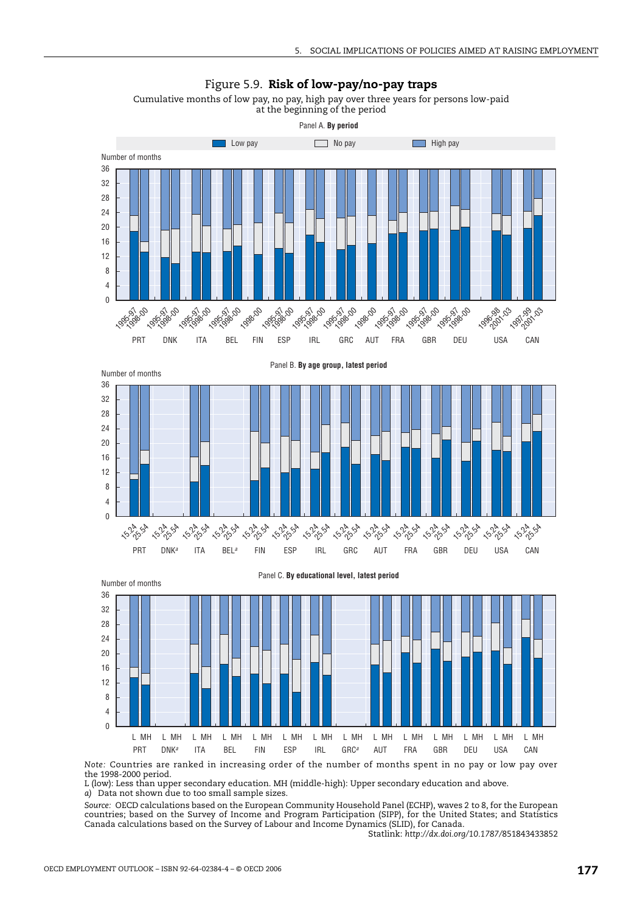# Figure 5.9. **Risk of low-pay/no-pay traps**

Cumulative months of low pay, no pay, high pay over three years for persons low-paid at the beginning of the period

Panel A. **By period**

Panel B. **By age group, latest period**

Panel C. **By educational level, latest period**

*Note:* Countries are ranked in increasing order of the number of months spent in no pay or low pay over the 1998-2000 period.

L (low): Less than upper secondary education. MH (middle-high): Upper secondary education and above.

*a)* Data not shown due to too small sample sizes.

*Source:* OECD calculations based on the European Community Household Panel (ECHP), waves 2 to 8, for the European countries; based on the Survey of Income and Program Participation (SIPP), for the United States; and Statistics Canada calculations based on the Survey of Labour and Income Dynamics (SLID), for Canada.

Statlink: *http://dx.doi.org/10.1787/851843433852*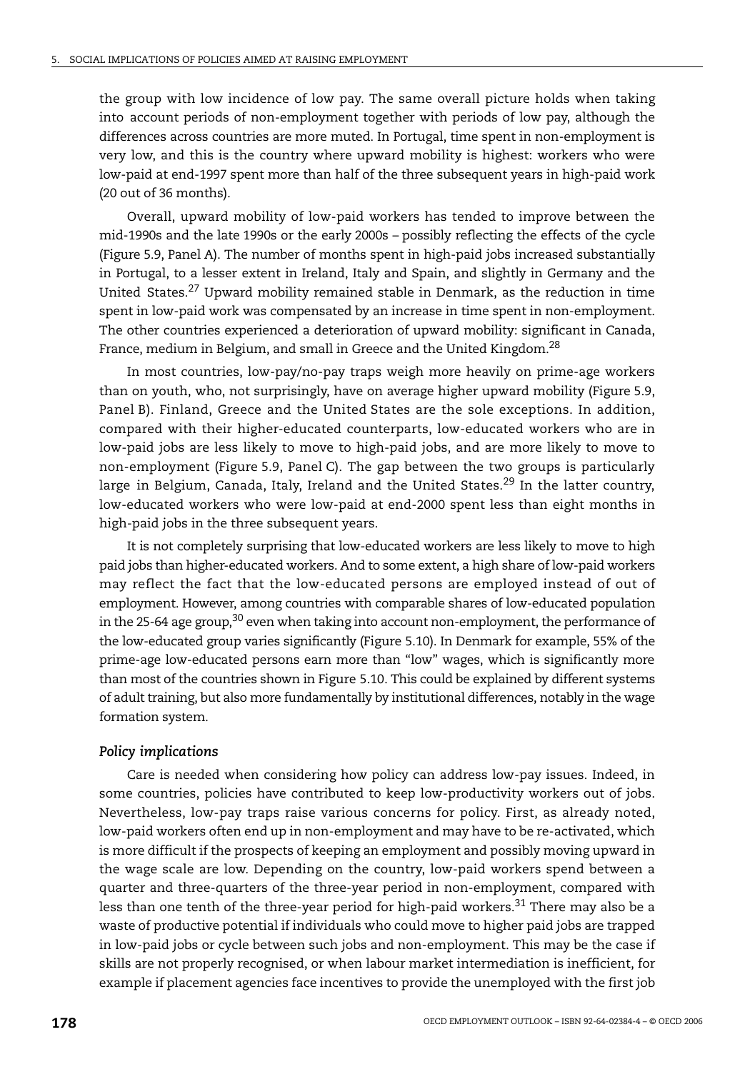the group with low incidence of low pay. The same overall picture holds when taking into account periods of non-employment together with periods of low pay, although the differences across countries are more muted. In Portugal, time spent in non-employment is very low, and this is the country where upward mobility is highest: workers who were low-paid at end-1997 spent more than half of the three subsequent years in high-paid work (20 out of 36 months).

Overall, upward mobility of low-paid workers has tended to improve between the mid-1990s and the late 1990s or the early 2000s – possibly reflecting the effects of the cycle (Figure 5.9, Panel A). The number of months spent in high-paid jobs increased substantially in Portugal, to a lesser extent in Ireland, Italy and Spain, and slightly in Germany and the United States.[27] Upward mobility remained stable in Denmark, as the reduction in time spent in low-paid work was compensated by an increase in time spent in non-employment. The other countries experienced a deterioration of upward mobility: significant in Canada, France, medium in Belgium, and small in Greece and the United Kingdom.[28]

In most countries, low-pay/no-pay traps weigh more heavily on prime-age workers than on youth, who, not surprisingly, have on average higher upward mobility (Figure 5.9, Panel B). Finland, Greece and the United States are the sole exceptions. In addition, compared with their higher-educated counterparts, low-educated workers who are in low-paid jobs are less likely to move to high-paid jobs, and are more likely to move to non-employment (Figure 5.9, Panel C). The gap between the two groups is particularly large in Belgium, Canada, Italy, Ireland and the United States.[29] In the latter country, low-educated workers who were low-paid at end-2000 spent less than eight months in high-paid jobs in the three subsequent years.

It is not completely surprising that low-educated workers are less likely to move to high paid jobs than higher-educated workers. And to some extent, a high share of low-paid workers may reflect the fact that the low-educated persons are employed instead of out of employment. However, among countries with comparable shares of low-educated population in the 25-64 age group,[30] even when taking into account non-employment, the performance of the low-educated group varies significantly (Figure 5.10). In Denmark for example, 55% of the prime-age low-educated persons earn more than "low" wages, which is significantly more than most of the countries shown in Figure 5.10. This could be explained by different systems of adult training, but also more fundamentally by institutional differences, notably in the wage formation system.

### *Policy implications*

Care is needed when considering how policy can address low-pay issues. Indeed, in some countries, policies have contributed to keep low-productivity workers out of jobs. Nevertheless, low-pay traps raise various concerns for policy. First, as already noted, low-paid workers often end up in non-employment and may have to be re-activated, which is more difficult if the prospects of keeping an employment and possibly moving upward in the wage scale are low. Depending on the country, low-paid workers spend between a quarter and three-quarters of the three-year period in non-employment, compared with less than one tenth of the three-year period for high-paid workers.[31] There may also be a waste of productive potential if individuals who could move to higher paid jobs are trapped in low-paid jobs or cycle between such jobs and non-employment. This may be the case if skills are not properly recognised, or when labour market intermediation is inefficient, for example if placement agencies face incentives to provide the unemployed with the first job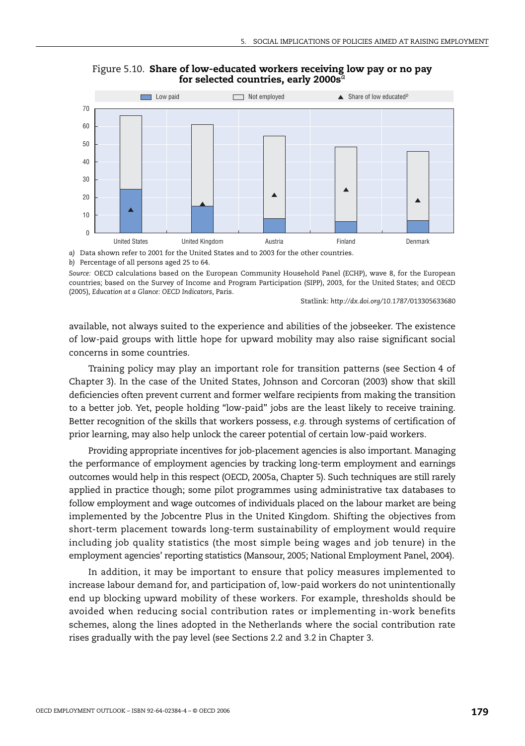Figure 5.10. **Share of low-educated workers receiving low pay or no pay for selected countries, early 2000s**[a]

Low paid | Not employed | ▲ Share of low educated[b]

a) Data shown refer to 2001 for the United States and to 2003 for the other countries.

b) Percentage of all persons aged 25 to 64.

*Source:* OECD calculations based on the European Community Household Panel (ECHP), wave 8, for the European countries; based on the Survey of Income and Program Participation (SIPP), 2003, for the United States; and OECD (2005), *Education at a Glance: OECD Indicators*, Paris.

Statlink: *http://dx.doi.org/10.1787/013305633680*

available, not always suited to the experience and abilities of the jobseeker. The existence of low-paid groups with little hope for upward mobility may also raise significant social concerns in some countries.

Training policy may play an important role for transition patterns (see Section 4 of Chapter 3). In the case of the United States, Johnson and Corcoran (2003) show that skill deficiencies often prevent current and former welfare recipients from making the transition to a better job. Yet, people holding "low-paid" jobs are the least likely to receive training. Better recognition of the skills that workers possess, *e.g.* through systems of certification of prior learning, may also help unlock the career potential of certain low-paid workers.

Providing appropriate incentives for job-placement agencies is also important. Managing the performance of employment agencies by tracking long-term employment and earnings outcomes would help in this respect (OECD, 2005a, Chapter 5). Such techniques are still rarely applied in practice though; some pilot programmes using administrative tax databases to follow employment and wage outcomes of individuals placed on the labour market are being implemented by the Jobcentre Plus in the United Kingdom. Shifting the objectives from short-term placement towards long-term sustainability of employment would require including job quality statistics (the most simple being wages and job tenure) in the employment agencies' reporting statistics (Mansour, 2005; National Employment Panel, 2004).

In addition, it may be important to ensure that policy measures implemented to increase labour demand for, and participation of, low-paid workers do not unintentionally end up blocking upward mobility of these workers. For example, thresholds should be avoided when reducing social contribution rates or implementing in-work benefits schemes, along the lines adopted in the Netherlands where the social contribution rate rises gradually with the pay level (see Sections 2.2 and 3.2 in Chapter 3.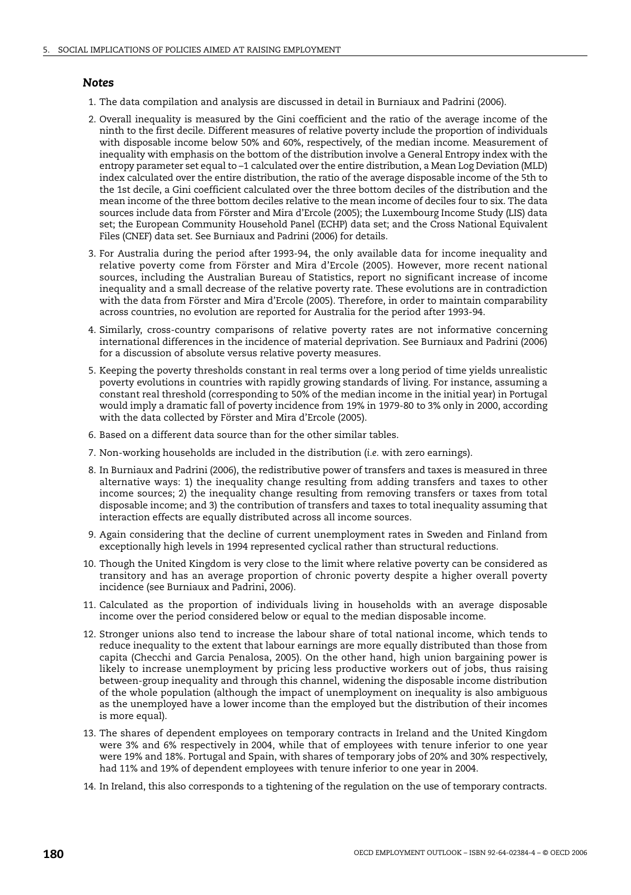### *Notes*

1. The data compilation and analysis are discussed in detail in Burniaux and Padrini (2006).
2. Overall inequality is measured by the Gini coefficient and the ratio of the average income of the ninth to the first decile. Different measures of relative poverty include the proportion of individuals with disposable income below 50% and 60%, respectively, of the median income. Measurement of inequality with emphasis on the bottom of the distribution involve a General Entropy index with the entropy parameter set equal to –1 calculated over the entire distribution, a Mean Log Deviation (MLD) index calculated over the entire distribution, the ratio of the average disposable income of the 5th to the 1st decile, a Gini coefficient calculated over the three bottom deciles of the distribution and the mean income of the three bottom deciles relative to the mean income of deciles four to six. The data sources include data from Förster and Mira d'Ercole (2005); the Luxembourg Income Study (LIS) data set; the European Community Household Panel (ECHP) data set; and the Cross National Equivalent Files (CNEF) data set. See Burniaux and Padrini (2006) for details.
3. For Australia during the period after 1993-94, the only available data for income inequality and relative poverty come from Förster and Mira d'Ercole (2005). However, more recent national sources, including the Australian Bureau of Statistics, report no significant increase of income inequality and a small decrease of the relative poverty rate. These evolutions are in contradiction with the data from Förster and Mira d'Ercole (2005). Therefore, in order to maintain comparability across countries, no evolution are reported for Australia for the period after 1993-94.
4. Similarly, cross-country comparisons of relative poverty rates are not informative concerning international differences in the incidence of material deprivation. See Burniaux and Padrini (2006) for a discussion of absolute versus relative poverty measures.
5. Keeping the poverty thresholds constant in real terms over a long period of time yields unrealistic poverty evolutions in countries with rapidly growing standards of living. For instance, assuming a constant real threshold (corresponding to 50% of the median income in the initial year) in Portugal would imply a dramatic fall of poverty incidence from 19% in 1979-80 to 3% only in 2000, according with the data collected by Förster and Mira d'Ercole (2005).
6. Based on a different data source than for the other similar tables.
7. Non-working households are included in the distribution (*i.e.* with zero earnings).
8. In Burniaux and Padrini (2006), the redistributive power of transfers and taxes is measured in three alternative ways: 1) the inequality change resulting from adding transfers and taxes to other income sources; 2) the inequality change resulting from removing transfers or taxes from total disposable income; and 3) the contribution of transfers and taxes to total inequality assuming that interaction effects are equally distributed across all income sources.
9. Again considering that the decline of current unemployment rates in Sweden and Finland from exceptionally high levels in 1994 represented cyclical rather than structural reductions.
10. Though the United Kingdom is very close to the limit where relative poverty can be considered as transitory and has an average proportion of chronic poverty despite a higher overall poverty incidence (see Burniaux and Padrini, 2006).
11. Calculated as the proportion of individuals living in households with an average disposable income over the period considered below or equal to the median disposable income.
12. Stronger unions also tend to increase the labour share of total national income, which tends to reduce inequality to the extent that labour earnings are more equally distributed than those from capita (Checchi and Garcia Penalosa, 2005). On the other hand, high union bargaining power is likely to increase unemployment by pricing less productive workers out of jobs, thus raising between-group inequality and through this channel, widening the disposable income distribution of the whole population (although the impact of unemployment on inequality is also ambiguous as the unemployed have a lower income than the employed but the distribution of their incomes is more equal).
13. The shares of dependent employees on temporary contracts in Ireland and the United Kingdom were 3% and 6% respectively in 2004, while that of employees with tenure inferior to one year were 19% and 18%. Portugal and Spain, with shares of temporary jobs of 20% and 30% respectively, had 11% and 19% of dependent employees with tenure inferior to one year in 2004.
14. In Ireland, this also corresponds to a tightening of the regulation on the use of temporary contracts.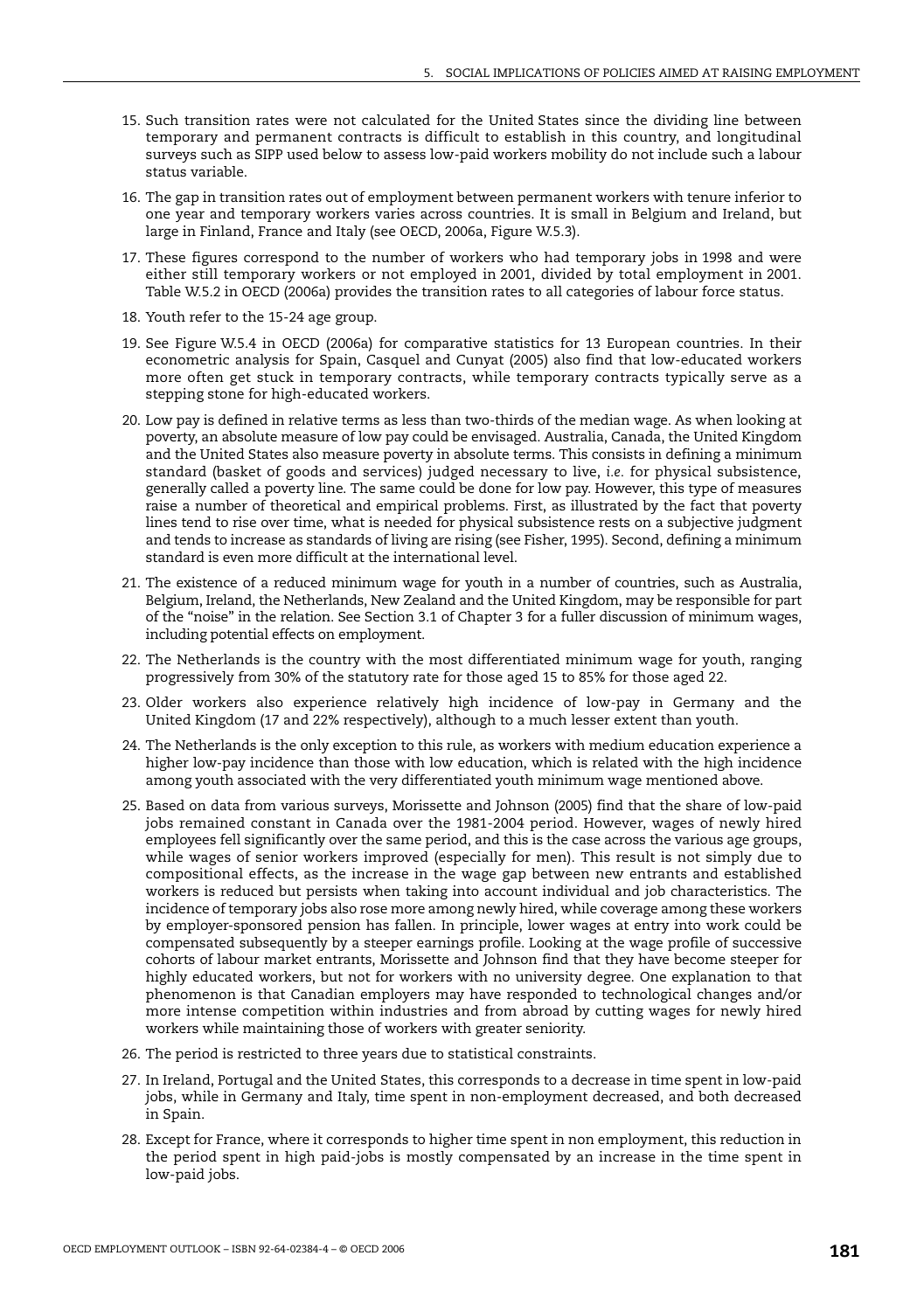15. Such transition rates were not calculated for the United States since the dividing line between temporary and permanent contracts is difficult to establish in this country, and longitudinal surveys such as SIPP used below to assess low-paid workers mobility do not include such a labour status variable.

16. The gap in transition rates out of employment between permanent workers with tenure inferior to one year and temporary workers varies across countries. It is small in Belgium and Ireland, but large in Finland, France and Italy (see OECD, 2006a, Figure W.5.3).

17. These figures correspond to the number of workers who had temporary jobs in 1998 and were either still temporary workers or not employed in 2001, divided by total employment in 2001. Table W.5.2 in OECD (2006a) provides the transition rates to all categories of labour force status.

18. Youth refer to the 15-24 age group.

19. See Figure W.5.4 in OECD (2006a) for comparative statistics for 13 European countries. In their econometric analysis for Spain, Casquel and Cunyat (2005) also find that low-educated workers more often get stuck in temporary contracts, while temporary contracts typically serve as a stepping stone for high-educated workers.

20. Low pay is defined in relative terms as less than two-thirds of the median wage. As when looking at poverty, an absolute measure of low pay could be envisaged. Australia, Canada, the United Kingdom and the United States also measure poverty in absolute terms. This consists in defining a minimum standard (basket of goods and services) judged necessary to live, *i.e.* for physical subsistence, generally called a poverty line. The same could be done for low pay. However, this type of measures raise a number of theoretical and empirical problems. First, as illustrated by the fact that poverty lines tend to rise over time, what is needed for physical subsistence rests on a subjective judgment and tends to increase as standards of living are rising (see Fisher, 1995). Second, defining a minimum standard is even more difficult at the international level.

21. The existence of a reduced minimum wage for youth in a number of countries, such as Australia, Belgium, Ireland, the Netherlands, New Zealand and the United Kingdom, may be responsible for part of the "noise" in the relation. See Section 3.1 of Chapter 3 for a fuller discussion of minimum wages, including potential effects on employment.

22. The Netherlands is the country with the most differentiated minimum wage for youth, ranging progressively from 30% of the statutory rate for those aged 15 to 85% for those aged 22.

23. Older workers also experience relatively high incidence of low-pay in Germany and the United Kingdom (17 and 22% respectively), although to a much lesser extent than youth.

24. The Netherlands is the only exception to this rule, as workers with medium education experience a higher low-pay incidence than those with low education, which is related with the high incidence among youth associated with the very differentiated youth minimum wage mentioned above.

25. Based on data from various surveys, Morissette and Johnson (2005) find that the share of low-paid jobs remained constant in Canada over the 1981-2004 period. However, wages of newly hired employees fell significantly over the same period, and this is the case across the various age groups, while wages of senior workers improved (especially for men). This result is not simply due to compositional effects, as the increase in the wage gap between new entrants and established workers is reduced but persists when taking into account individual and job characteristics. The incidence of temporary jobs also rose more among newly hired, while coverage among these workers by employer-sponsored pension has fallen. In principle, lower wages at entry into work could be compensated subsequently by a steeper earnings profile. Looking at the wage profile of successive cohorts of labour market entrants, Morissette and Johnson find that they have become steeper for highly educated workers, but not for workers with no university degree. One explanation to that phenomenon is that Canadian employers may have responded to technological changes and/or more intense competition within industries and from abroad by cutting wages for newly hired workers while maintaining those of workers with greater seniority.

26. The period is restricted to three years due to statistical constraints.

27. In Ireland, Portugal and the United States, this corresponds to a decrease in time spent in low-paid jobs, while in Germany and Italy, time spent in non-employment decreased, and both decreased in Spain.

28. Except for France, where it corresponds to higher time spent in non employment, this reduction in the period spent in high paid-jobs is mostly compensated by an increase in the time spent in low-paid jobs.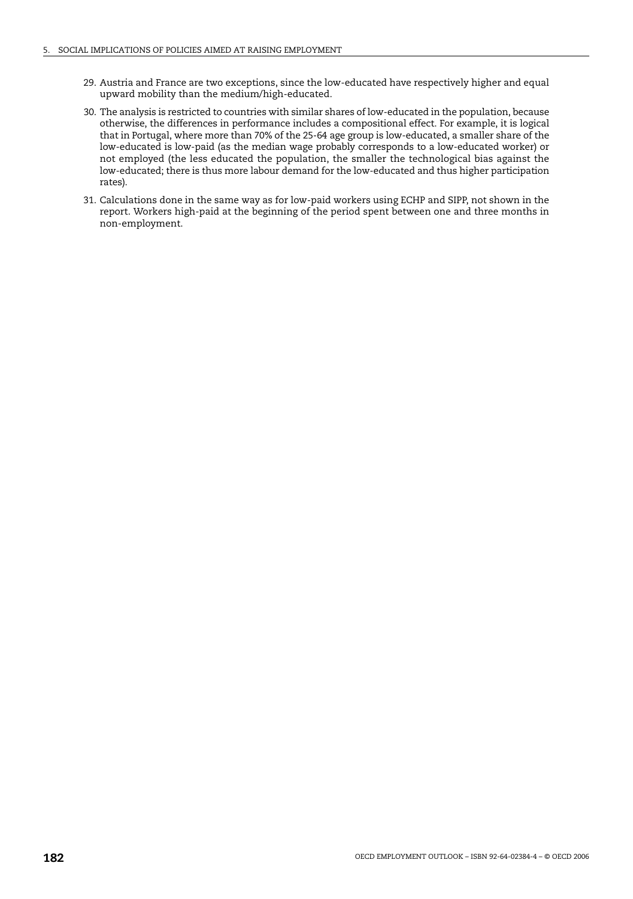29. Austria and France are two exceptions, since the low-educated have respectively higher and equal upward mobility than the medium/high-educated.
30. The analysis is restricted to countries with similar shares of low-educated in the population, because otherwise, the differences in performance includes a compositional effect. For example, it is logical that in Portugal, where more than 70% of the 25-64 age group is low-educated, a smaller share of the low-educated is low-paid (as the median wage probably corresponds to a low-educated worker) or not employed (the less educated the population, the smaller the technological bias against the low-educated; there is thus more labour demand for the low-educated and thus higher participation rates).
31. Calculations done in the same way as for low-paid workers using ECHP and SIPP, not shown in the report. Workers high-paid at the beginning of the period spent between one and three months in non-employment.